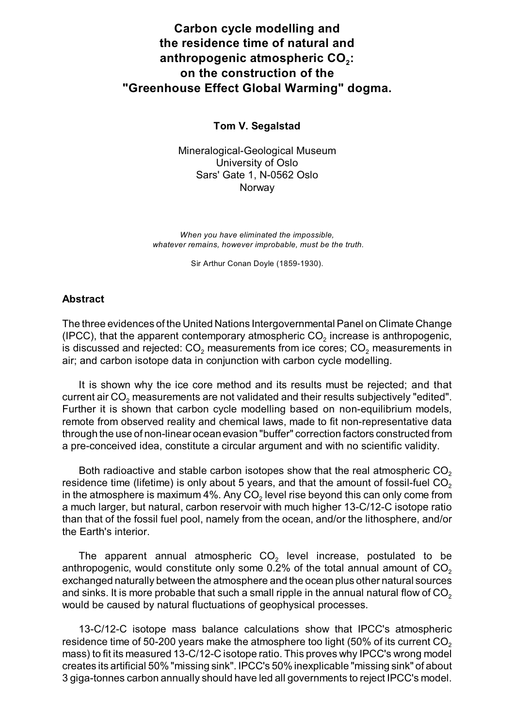# Carbon cycle modelling and the residence time of natural and anthropogenic atmospheric $CO_2$: on the construction of the "Greenhouse Effect Global Warming" dogma.

**Tom V. Segalstad**

Mineralogical-Geological Museum
University of Oslo
Sars' Gate 1, N-0562 Oslo
Norway

*When you have eliminated the impossible,*
*whatever remains, however improbable, must be the truth.*

Sir Arthur Conan Doyle (1859-1930).

## Abstract

The three evidences of the United Nations Intergovernmental Panel on Climate Change (IPCC), that the apparent contemporary atmospheric $CO_2$ increase is anthropogenic, is discussed and rejected: $CO_2$ measurements from ice cores; $CO_2$ measurements in air; and carbon isotope data in conjunction with carbon cycle modelling.

It is shown why the ice core method and its results must be rejected; and that current air $CO_2$ measurements are not validated and their results subjectively "edited". Further it is shown that carbon cycle modelling based on non-equilibrium models, remote from observed reality and chemical laws, made to fit non-representative data through the use of non-linear ocean evasion "buffer" correction factors constructed from a pre-conceived idea, constitute a circular argument and with no scientific validity.

Both radioactive and stable carbon isotopes show that the real atmospheric $CO_2$ residence time (lifetime) is only about 5 years, and that the amount of fossil-fuel $CO_2$ in the atmosphere is maximum 4%. Any $CO_2$ level rise beyond this can only come from a much larger, but natural, carbon reservoir with much higher 13-C/12-C isotope ratio than that of the fossil fuel pool, namely from the ocean, and/or the lithosphere, and/or the Earth's interior.

The apparent annual atmospheric $CO_2$ level increase, postulated to be anthropogenic, would constitute only some 0.2% of the total annual amount of $CO_2$ exchanged naturally between the atmosphere and the ocean plus other natural sources and sinks. It is more probable that such a small ripple in the annual natural flow of $CO_2$ would be caused by natural fluctuations of geophysical processes.

13-C/12-C isotope mass balance calculations show that IPCC's atmospheric residence time of 50-200 years make the atmosphere too light (50% of its current $CO_2$ mass) to fit its measured 13-C/12-C isotope ratio. This proves why IPCC's wrong model creates its artificial 50% "missing sink". IPCC's 50% inexplicable "missing sink" of about 3 giga-tonnes carbon annually should have led all governments to reject IPCC's model.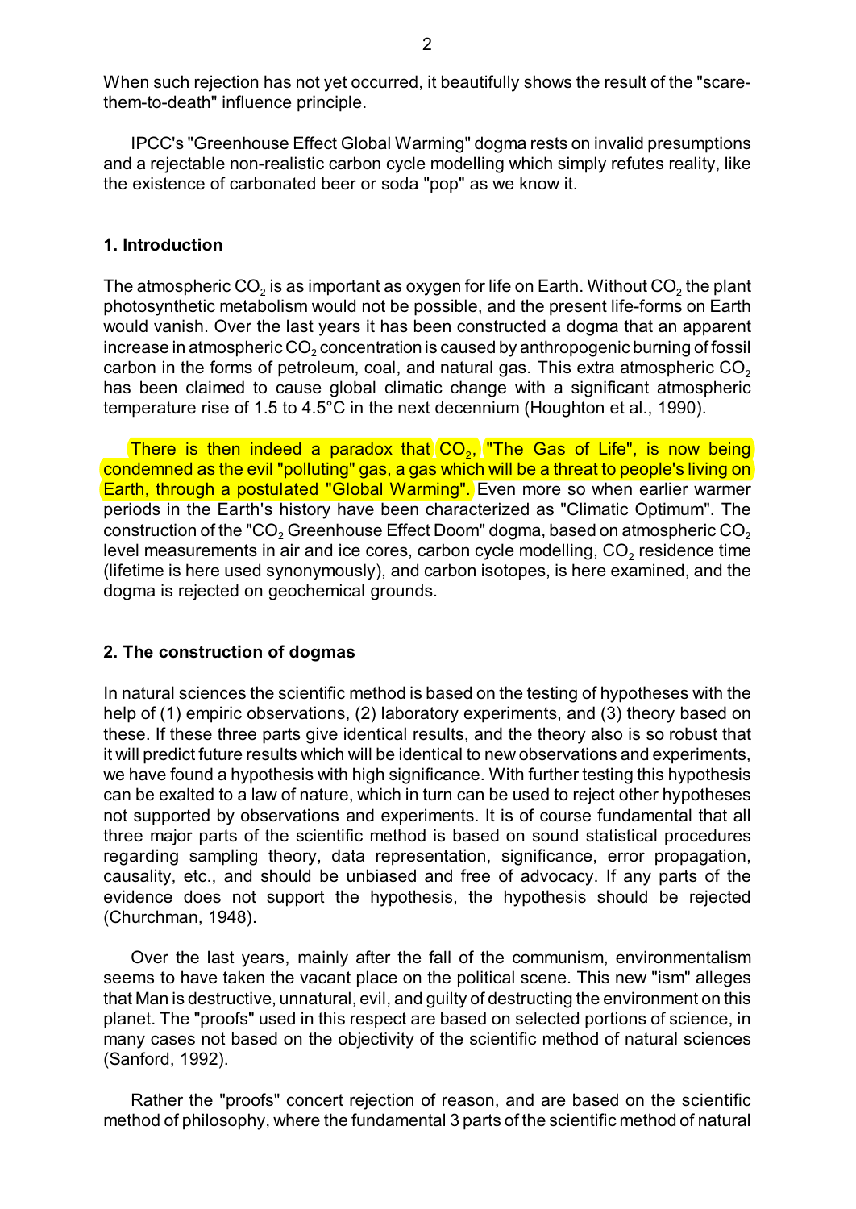When such rejection has not yet occurred, it beautifully shows the result of the "scare-them-to-death" influence principle.

IPCC's "Greenhouse Effect Global Warming" dogma rests on invalid presumptions and a rejectable non-realistic carbon cycle modelling which simply refutes reality, like the existence of carbonated beer or soda "pop" as we know it.

## 1. Introduction

The atmospheric $CO_2$ is as important as oxygen for life on Earth. Without $CO_2$ the plant photosynthetic metabolism would not be possible, and the present life-forms on Earth would vanish. Over the last years it has been constructed a dogma that an apparent increase in atmospheric $CO_2$ concentration is caused by anthropogenic burning of fossil carbon in the forms of petroleum, coal, and natural gas. This extra atmospheric $CO_2$ has been claimed to cause global climatic change with a significant atmospheric temperature rise of 1.5 to 4.5°C in the next decennium (Houghton et al., 1990).

There is then indeed a paradox that $CO_2$, "The Gas of Life", is now being condemned as the evil "polluting" gas, a gas which will be a threat to people's living on Earth, through a postulated "Global Warming". Even more so when earlier warmer periods in the Earth's history have been characterized as "Climatic Optimum". The construction of the "$CO_2$ Greenhouse Effect Doom" dogma, based on atmospheric $CO_2$ level measurements in air and ice cores, carbon cycle modelling, $CO_2$ residence time (lifetime is here used synonymously), and carbon isotopes, is here examined, and the dogma is rejected on geochemical grounds.

## 2. The construction of dogmas

In natural sciences the scientific method is based on the testing of hypotheses with the help of (1) empiric observations, (2) laboratory experiments, and (3) theory based on these. If these three parts give identical results, and the theory also is so robust that it will predict future results which will be identical to new observations and experiments, we have found a hypothesis with high significance. With further testing this hypothesis can be exalted to a law of nature, which in turn can be used to reject other hypotheses not supported by observations and experiments. It is of course fundamental that all three major parts of the scientific method is based on sound statistical procedures regarding sampling theory, data representation, significance, error propagation, causality, etc., and should be unbiased and free of advocacy. If any parts of the evidence does not support the hypothesis, the hypothesis should be rejected (Churchman, 1948).

Over the last years, mainly after the fall of the communism, environmentalism seems to have taken the vacant place on the political scene. This new "ism" alleges that Man is destructive, unnatural, evil, and guilty of destructing the environment on this planet. The "proofs" used in this respect are based on selected portions of science, in many cases not based on the objectivity of the scientific method of natural sciences (Sanford, 1992).

Rather the "proofs" concert rejection of reason, and are based on the scientific method of philosophy, where the fundamental 3 parts of the scientific method of natural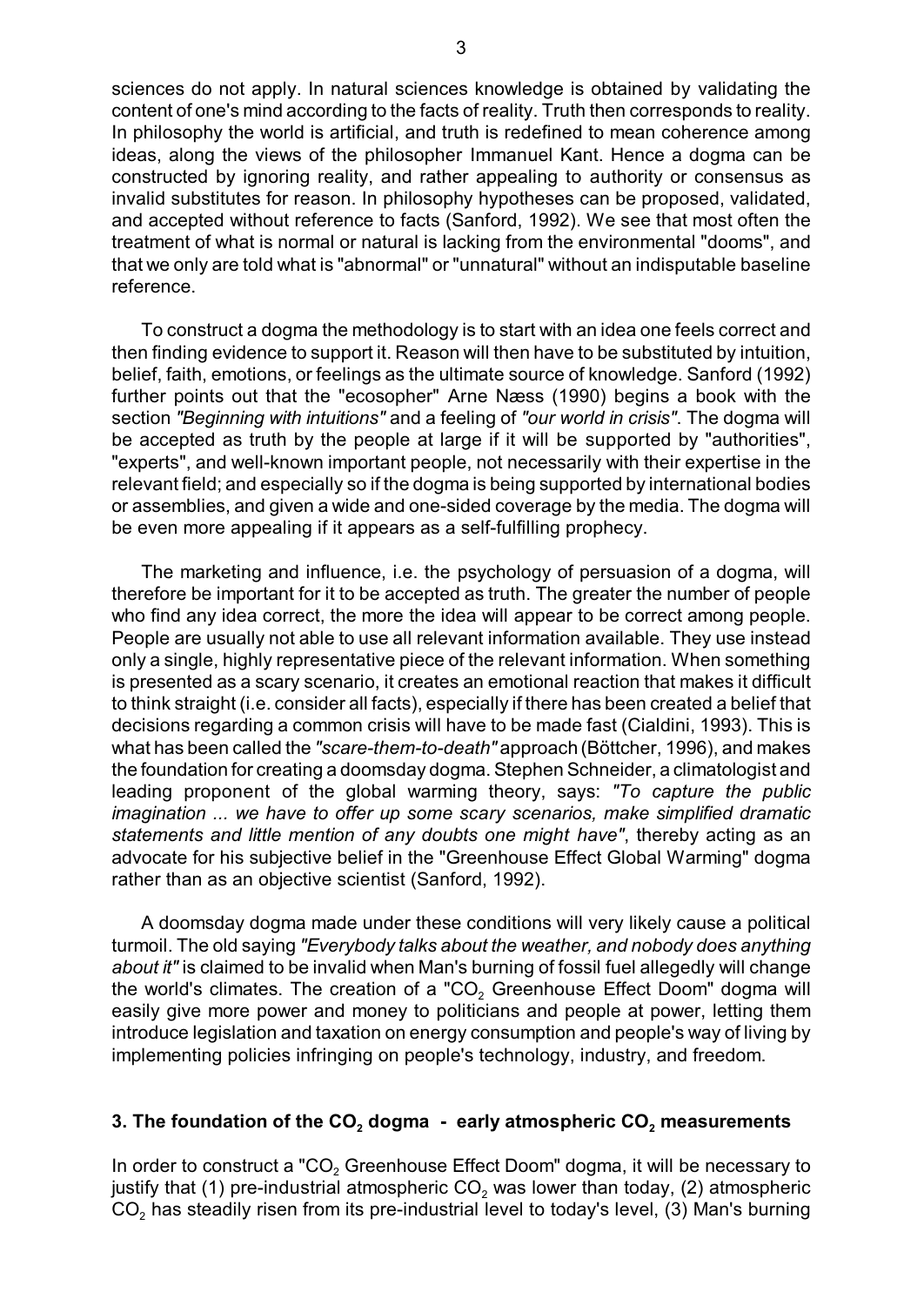sciences do not apply. In natural sciences knowledge is obtained by validating the content of one's mind according to the facts of reality. Truth then corresponds to reality. In philosophy the world is artificial, and truth is redefined to mean coherence among ideas, along the views of the philosopher Immanuel Kant. Hence a dogma can be constructed by ignoring reality, and rather appealing to authority or consensus as invalid substitutes for reason. In philosophy hypotheses can be proposed, validated, and accepted without reference to facts (Sanford, 1992). We see that most often the treatment of what is normal or natural is lacking from the environmental "dooms", and that we only are told what is "abnormal" or "unnatural" without an indisputable baseline reference.

To construct a dogma the methodology is to start with an idea one feels correct and then finding evidence to support it. Reason will then have to be substituted by intuition, belief, faith, emotions, or feelings as the ultimate source of knowledge. Sanford (1992) further points out that the "ecosopher" Arne Næss (1990) begins a book with the section *"Beginning with intuitions"* and a feeling of *"our world in crisis"*. The dogma will be accepted as truth by the people at large if it will be supported by "authorities", "experts", and well-known important people, not necessarily with their expertise in the relevant field; and especially so if the dogma is being supported by international bodies or assemblies, and given a wide and one-sided coverage by the media. The dogma will be even more appealing if it appears as a self-fulfilling prophecy.

The marketing and influence, i.e. the psychology of persuasion of a dogma, will therefore be important for it to be accepted as truth. The greater the number of people who find any idea correct, the more the idea will appear to be correct among people. People are usually not able to use all relevant information available. They use instead only a single, highly representative piece of the relevant information. When something is presented as a scary scenario, it creates an emotional reaction that makes it difficult to think straight (i.e. consider all facts), especially if there has been created a belief that decisions regarding a common crisis will have to be made fast (Cialdini, 1993). This is what has been called the *"scare-them-to-death"* approach (Böttcher, 1996), and makes the foundation for creating a doomsday dogma. Stephen Schneider, a climatologist and leading proponent of the global warming theory, says: *"To capture the public imagination ... we have to offer up some scary scenarios, make simplified dramatic statements and little mention of any doubts one might have"*, thereby acting as an advocate for his subjective belief in the "Greenhouse Effect Global Warming" dogma rather than as an objective scientist (Sanford, 1992).

A doomsday dogma made under these conditions will very likely cause a political turmoil. The old saying *"Everybody talks about the weather, and nobody does anything about it"* is claimed to be invalid when Man's burning of fossil fuel allegedly will change the world's climates. The creation of a "$CO_2$ Greenhouse Effect Doom" dogma will easily give more power and money to politicians and people at power, letting them introduce legislation and taxation on energy consumption and people's way of living by implementing policies infringing on people's technology, industry, and freedom.

## 3. The foundation of the $CO_2$ dogma - early atmospheric $CO_2$ measurements

In order to construct a "$CO_2$ Greenhouse Effect Doom" dogma, it will be necessary to justify that (1) pre-industrial atmospheric $CO_2$ was lower than today, (2) atmospheric $CO_2$ has steadily risen from its pre-industrial level to today's level, (3) Man's burning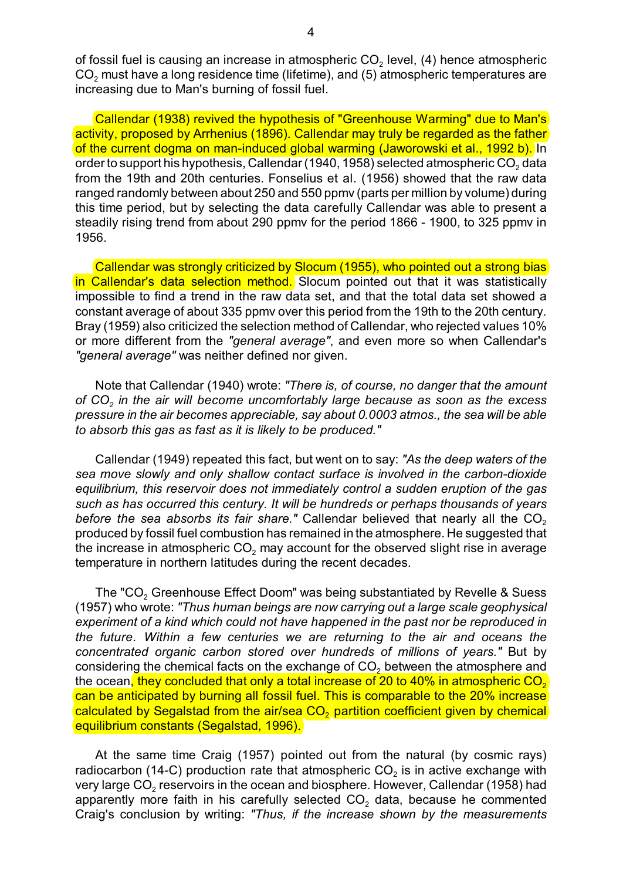of fossil fuel is causing an increase in atmospheric $CO_2$ level, (4) hence atmospheric $CO_2$ must have a long residence time (lifetime), and (5) atmospheric temperatures are increasing due to Man's burning of fossil fuel.

Callendar (1938) revived the hypothesis of "Greenhouse Warming" due to Man's activity, proposed by Arrhenius (1896). Callendar may truly be regarded as the father of the current dogma on man-induced global warming (Jaworowski et al., 1992 b). In order to support his hypothesis, Callendar (1940, 1958) selected atmospheric $CO_2$ data from the 19th and 20th centuries. Fonselius et al. (1956) showed that the raw data ranged randomly between about 250 and 550 ppmv (parts per million by volume) during this time period, but by selecting the data carefully Callendar was able to present a steadily rising trend from about 290 ppmv for the period 1866 - 1900, to 325 ppmv in 1956.

Callendar was strongly criticized by Slocum (1955), who pointed out a strong bias in Callendar's data selection method. Slocum pointed out that it was statistically impossible to find a trend in the raw data set, and that the total data set showed a constant average of about 335 ppmv over this period from the 19th to the 20th century. Bray (1959) also criticized the selection method of Callendar, who rejected values 10% or more different from the *"general average"*, and even more so when Callendar's *"general average"* was neither defined nor given.

Note that Callendar (1940) wrote: *"There is, of course, no danger that the amount of $CO_2$ in the air will become uncomfortably large because as soon as the excess pressure in the air becomes appreciable, say about 0.0003 atmos., the sea will be able to absorb this gas as fast as it is likely to be produced."*

Callendar (1949) repeated this fact, but went on to say: *"As the deep waters of the sea move slowly and only shallow contact surface is involved in the carbon-dioxide equilibrium, this reservoir does not immediately control a sudden eruption of the gas such as has occurred this century. It will be hundreds or perhaps thousands of years before the sea absorbs its fair share."* Callendar believed that nearly all the $CO_2$ produced by fossil fuel combustion has remained in the atmosphere. He suggested that the increase in atmospheric $CO_2$ may account for the observed slight rise in average temperature in northern latitudes during the recent decades.

The "$CO_2$ Greenhouse Effect Doom" was being substantiated by Revelle & Suess (1957) who wrote: *"Thus human beings are now carrying out a large scale geophysical experiment of a kind which could not have happened in the past nor be reproduced in the future. Within a few centuries we are returning to the air and oceans the concentrated organic carbon stored over hundreds of millions of years."* But by considering the chemical facts on the exchange of $CO_2$ between the atmosphere and the ocean, they concluded that only a total increase of 20 to 40% in atmospheric $CO_2$ can be anticipated by burning all fossil fuel. This is comparable to the 20% increase calculated by Segalstad from the air/sea $CO_2$ partition coefficient given by chemical equilibrium constants (Segalstad, 1996).

At the same time Craig (1957) pointed out from the natural (by cosmic rays) radiocarbon (14-C) production rate that atmospheric $CO_2$ is in active exchange with very large $CO_2$ reservoirs in the ocean and biosphere. However, Callendar (1958) had apparently more faith in his carefully selected $CO_2$ data, because he commented Craig's conclusion by writing: *"Thus, if the increase shown by the measurements*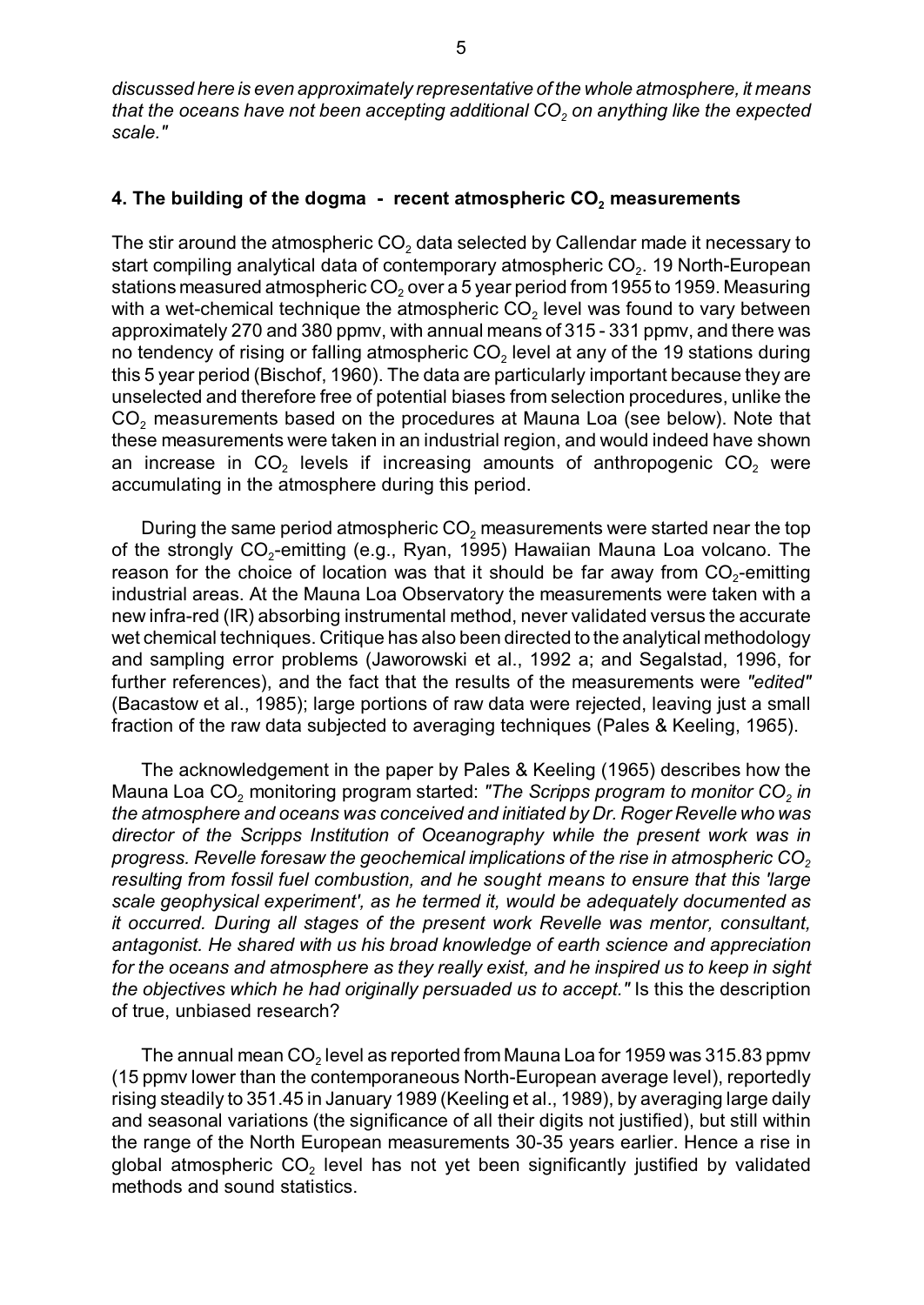*discussed here is even approximately representative of the whole atmosphere, it means that the oceans have not been accepting additional $CO_2$ on anything like the expected scale."*

## 4. The building of the dogma - recent atmospheric $CO_2$ measurements

The stir around the atmospheric $CO_2$ data selected by Callendar made it necessary to start compiling analytical data of contemporary atmospheric $CO_2$. 19 North-European stations measured atmospheric $CO_2$ over a 5 year period from 1955 to 1959. Measuring with a wet-chemical technique the atmospheric $CO_2$ level was found to vary between approximately 270 and 380 ppmv, with annual means of 315 - 331 ppmv, and there was no tendency of rising or falling atmospheric $CO_2$ level at any of the 19 stations during this 5 year period (Bischof, 1960). The data are particularly important because they are unselected and therefore free of potential biases from selection procedures, unlike the $CO_2$ measurements based on the procedures at Mauna Loa (see below). Note that these measurements were taken in an industrial region, and would indeed have shown an increase in $CO_2$ levels if increasing amounts of anthropogenic $CO_2$ were accumulating in the atmosphere during this period.

During the same period atmospheric $CO_2$ measurements were started near the top of the strongly $CO_2$-emitting (e.g., Ryan, 1995) Hawaiian Mauna Loa volcano. The reason for the choice of location was that it should be far away from $CO_2$-emitting industrial areas. At the Mauna Loa Observatory the measurements were taken with a new infra-red (IR) absorbing instrumental method, never validated versus the accurate wet chemical techniques. Critique has also been directed to the analytical methodology and sampling error problems (Jaworowski et al., 1992 a; and Segalstad, 1996, for further references), and the fact that the results of the measurements were *"edited"* (Bacastow et al., 1985); large portions of raw data were rejected, leaving just a small fraction of the raw data subjected to averaging techniques (Pales & Keeling, 1965).

The acknowledgement in the paper by Pales & Keeling (1965) describes how the Mauna Loa $CO_2$ monitoring program started: *"The Scripps program to monitor $CO_2$ in the atmosphere and oceans was conceived and initiated by Dr. Roger Revelle who was director of the Scripps Institution of Oceanography while the present work was in progress. Revelle foresaw the geochemical implications of the rise in atmospheric $CO_2$ resulting from fossil fuel combustion, and he sought means to ensure that this 'large scale geophysical experiment', as he termed it, would be adequately documented as it occurred. During all stages of the present work Revelle was mentor, consultant, antagonist. He shared with us his broad knowledge of earth science and appreciation for the oceans and atmosphere as they really exist, and he inspired us to keep in sight the objectives which he had originally persuaded us to accept."* Is this the description of true, unbiased research?

The annual mean $CO_2$ level as reported from Mauna Loa for 1959 was 315.83 ppmv (15 ppmv lower than the contemporaneous North-European average level), reportedly rising steadily to 351.45 in January 1989 (Keeling et al., 1989), by averaging large daily and seasonal variations (the significance of all their digits not justified), but still within the range of the North European measurements 30-35 years earlier. Hence a rise in global atmospheric $CO_2$ level has not yet been significantly justified by validated methods and sound statistics.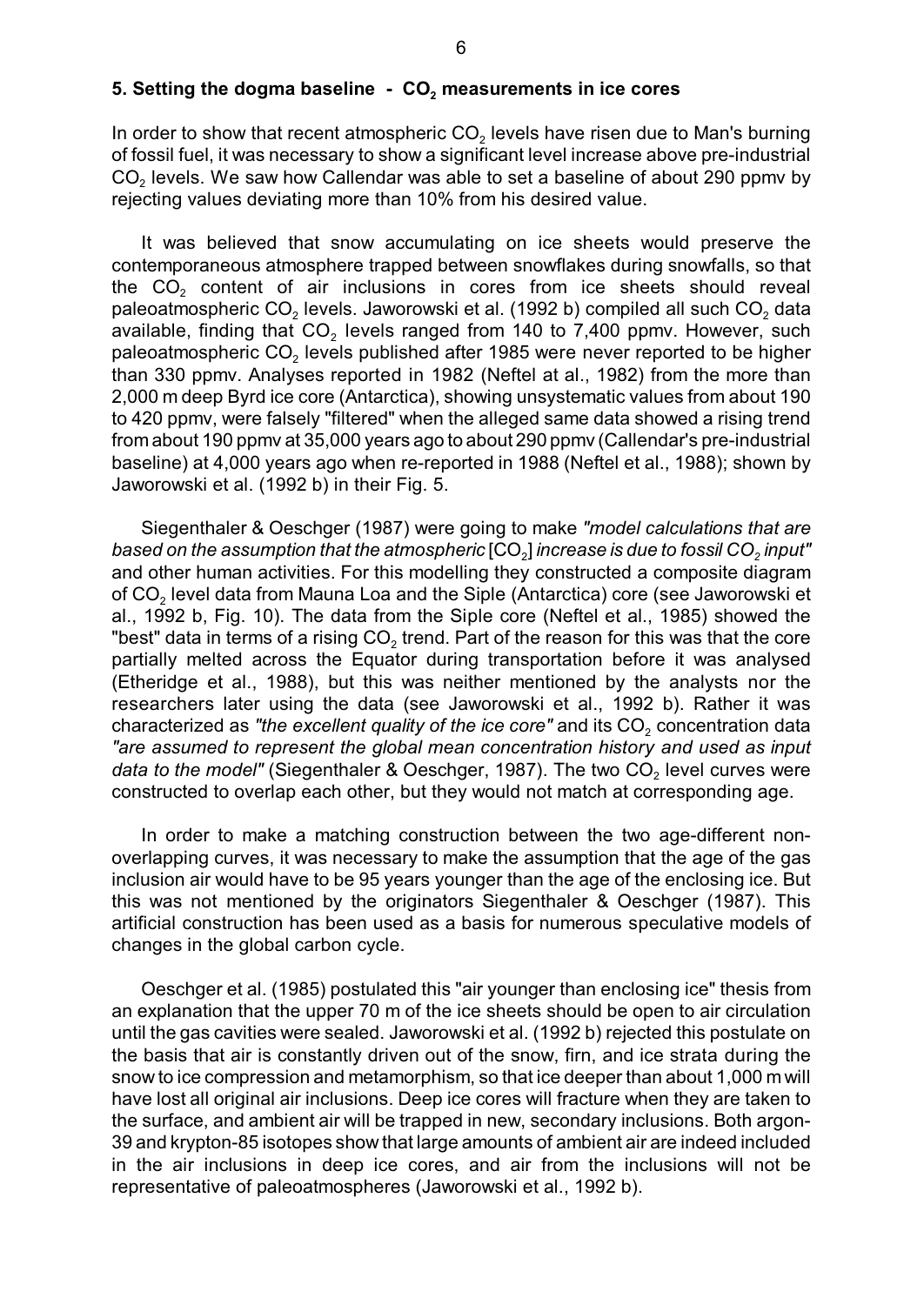## 5. Setting the dogma baseline - $CO_2$ measurements in ice cores

In order to show that recent atmospheric $CO_2$ levels have risen due to Man's burning of fossil fuel, it was necessary to show a significant level increase above pre-industrial $CO_2$ levels. We saw how Callendar was able to set a baseline of about 290 ppmv by rejecting values deviating more than 10% from his desired value.

It was believed that snow accumulating on ice sheets would preserve the contemporaneous atmosphere trapped between snowflakes during snowfalls, so that the $CO_2$ content of air inclusions in cores from ice sheets should reveal paleoatmospheric $CO_2$ levels. Jaworowski et al. (1992 b) compiled all such $CO_2$ data available, finding that $CO_2$ levels ranged from 140 to 7,400 ppmv. However, such paleoatmospheric $CO_2$ levels published after 1985 were never reported to be higher than 330 ppmv. Analyses reported in 1982 (Neftel at al., 1982) from the more than 2,000 m deep Byrd ice core (Antarctica), showing unsystematic values from about 190 to 420 ppmv, were falsely "filtered" when the alleged same data showed a rising trend from about 190 ppmv at 35,000 years ago to about 290 ppmv (Callendar's pre-industrial baseline) at 4,000 years ago when re-reported in 1988 (Neftel et al., 1988); shown by Jaworowski et al. (1992 b) in their Fig. 5.

Siegenthaler & Oeschger (1987) were going to make *"model calculations that are based on the assumption that the atmospheric* [$CO_2$] *increase is due to fossil $CO_2$ input"* and other human activities. For this modelling they constructed a composite diagram of $CO_2$ level data from Mauna Loa and the Siple (Antarctica) core (see Jaworowski et al., 1992 b, Fig. 10). The data from the Siple core (Neftel et al., 1985) showed the "best" data in terms of a rising $CO_2$ trend. Part of the reason for this was that the core partially melted across the Equator during transportation before it was analysed (Etheridge et al., 1988), but this was neither mentioned by the analysts nor the researchers later using the data (see Jaworowski et al., 1992 b). Rather it was characterized as *"the excellent quality of the ice core"* and its $CO_2$ concentration data *"are assumed to represent the global mean concentration history and used as input data to the model"* (Siegenthaler & Oeschger, 1987). The two $CO_2$ level curves were constructed to overlap each other, but they would not match at corresponding age.

In order to make a matching construction between the two age-different non-overlapping curves, it was necessary to make the assumption that the age of the gas inclusion air would have to be 95 years younger than the age of the enclosing ice. But this was not mentioned by the originators Siegenthaler & Oeschger (1987). This artificial construction has been used as a basis for numerous speculative models of changes in the global carbon cycle.

Oeschger et al. (1985) postulated this "air younger than enclosing ice" thesis from an explanation that the upper 70 m of the ice sheets should be open to air circulation until the gas cavities were sealed. Jaworowski et al. (1992 b) rejected this postulate on the basis that air is constantly driven out of the snow, firn, and ice strata during the snow to ice compression and metamorphism, so that ice deeper than about 1,000 m will have lost all original air inclusions. Deep ice cores will fracture when they are taken to the surface, and ambient air will be trapped in new, secondary inclusions. Both argon-39 and krypton-85 isotopes show that large amounts of ambient air are indeed included in the air inclusions in deep ice cores, and air from the inclusions will not be representative of paleoatmospheres (Jaworowski et al., 1992 b).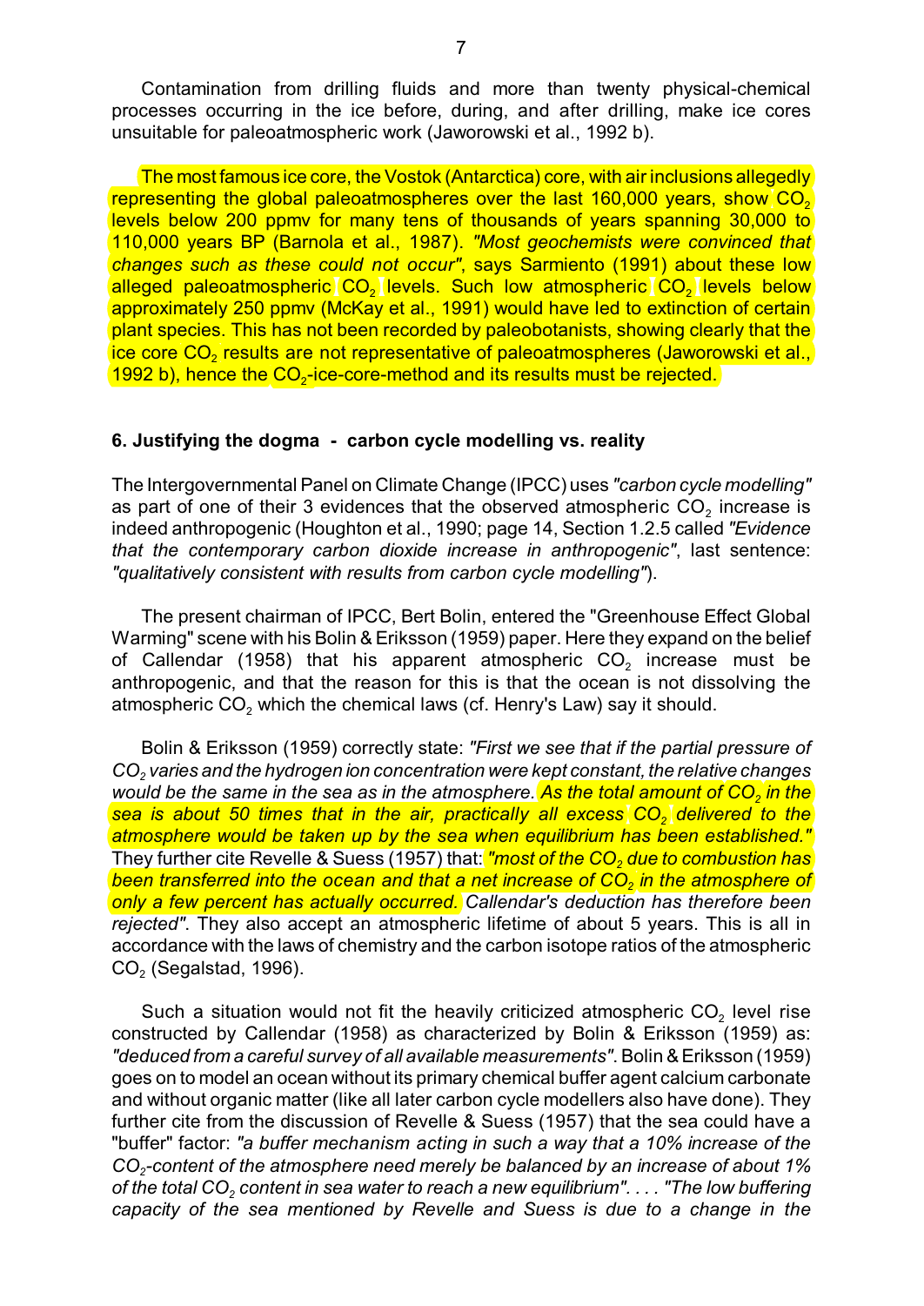Contamination from drilling fluids and more than twenty physical-chemical processes occurring in the ice before, during, and after drilling, make ice cores unsuitable for paleoatmospheric work (Jaworowski et al., 1992 b).

The most famous ice core, the Vostok (Antarctica) core, with air inclusions allegedly representing the global paleoatmospheres over the last 160,000 years, show $CO_2$ levels below 200 ppmv for many tens of thousands of years spanning 30,000 to 110,000 years BP (Barnola et al., 1987). *"Most geochemists were convinced that changes such as these could not occur"*, says Sarmiento (1991) about these low alleged paleoatmospheric $CO_2$ levels. Such low atmospheric $CO_2$ levels below approximately 250 ppmv (McKay et al., 1991) would have led to extinction of certain plant species. This has not been recorded by paleobotanists, showing clearly that the ice core $CO_2$ results are not representative of paleoatmospheres (Jaworowski et al., 1992 b), hence the $CO_2$-ice-core-method and its results must be rejected.

## 6. Justifying the dogma - carbon cycle modelling vs. reality

The Intergovernmental Panel on Climate Change (IPCC) uses *"carbon cycle modelling"* as part of one of their 3 evidences that the observed atmospheric $CO_2$ increase is indeed anthropogenic (Houghton et al., 1990; page 14, Section 1.2.5 called *"Evidence that the contemporary carbon dioxide increase in anthropogenic"*, last sentence: *"qualitatively consistent with results from carbon cycle modelling"*).

The present chairman of IPCC, Bert Bolin, entered the "Greenhouse Effect Global Warming" scene with his Bolin & Eriksson (1959) paper. Here they expand on the belief of Callendar (1958) that his apparent atmospheric $CO_2$ increase must be anthropogenic, and that the reason for this is that the ocean is not dissolving the atmospheric $CO_2$ which the chemical laws (cf. Henry's Law) say it should.

Bolin & Eriksson (1959) correctly state: *"First we see that if the partial pressure of $CO_2$ varies and the hydrogen ion concentration were kept constant, the relative changes would be the same in the sea as in the atmosphere. As the total amount of $CO_2$ in the sea is about 50 times that in the air, practically all excess $CO_2$ delivered to the atmosphere would be taken up by the sea when equilibrium has been established."* They further cite Revelle & Suess (1957) that: *"most of the $CO_2$ due to combustion has been transferred into the ocean and that a net increase of $CO_2$ in the atmosphere of only a few percent has actually occurred. Callendar's deduction has therefore been rejected"*. They also accept an atmospheric lifetime of about 5 years. This is all in accordance with the laws of chemistry and the carbon isotope ratios of the atmospheric $CO_2$ (Segalstad, 1996).

Such a situation would not fit the heavily criticized atmospheric $CO_2$ level rise constructed by Callendar (1958) as characterized by Bolin & Eriksson (1959) as: *"deduced from a careful survey of all available measurements"*. Bolin & Eriksson (1959) goes on to model an ocean without its primary chemical buffer agent calcium carbonate and without organic matter (like all later carbon cycle modellers also have done). They further cite from the discussion of Revelle & Suess (1957) that the sea could have a "buffer" factor: *"a buffer mechanism acting in such a way that a 10% increase of the $CO_2$-content of the atmosphere need merely be balanced by an increase of about 1% of the total $CO_2$ content in sea water to reach a new equilibrium"*. . . . *"The low buffering capacity of the sea mentioned by Revelle and Suess is due to a change in the*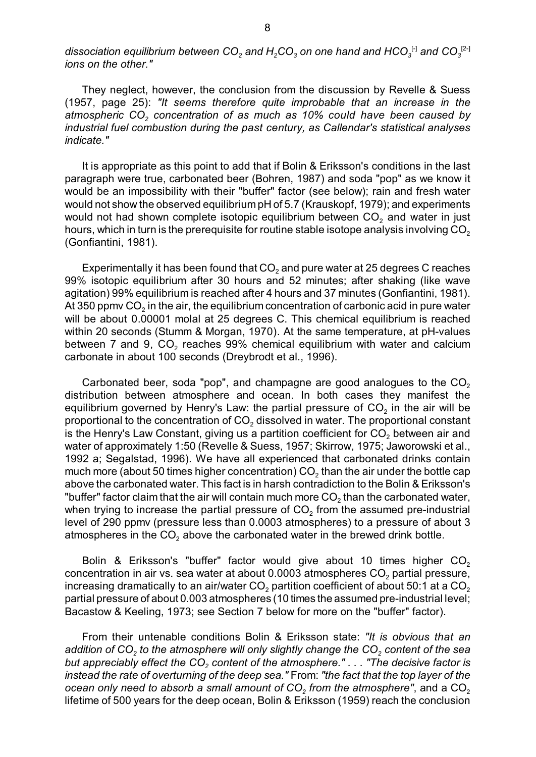*dissociation equilibrium between $CO_2$ and $H_2CO_3$ on one hand and $HCO_3^{[-]}$ and $CO_3^{[2-]}$ ions on the other."*

They neglect, however, the conclusion from the discussion by Revelle & Suess (1957, page 25): *"It seems therefore quite improbable that an increase in the atmospheric $CO_2$ concentration of as much as 10% could have been caused by industrial fuel combustion during the past century, as Callendar's statistical analyses indicate."*

It is appropriate as this point to add that if Bolin & Eriksson's conditions in the last paragraph were true, carbonated beer (Bohren, 1987) and soda "pop" as we know it would be an impossibility with their "buffer" factor (see below); rain and fresh water would not show the observed equilibrium pH of 5.7 (Krauskopf, 1979); and experiments would not had shown complete isotopic equilibrium between $CO_2$ and water in just hours, which in turn is the prerequisite for routine stable isotope analysis involving $CO_2$ (Gonfiantini, 1981).

Experimentally it has been found that $CO_2$ and pure water at 25 degrees C reaches 99% isotopic equilibrium after 30 hours and 52 minutes; after shaking (like wave agitation) 99% equilibrium is reached after 4 hours and 37 minutes (Gonfiantini, 1981). At 350 ppmv $CO_2$ in the air, the equilibrium concentration of carbonic acid in pure water will be about 0.00001 molal at 25 degrees C. This chemical equilibrium is reached within 20 seconds (Stumm & Morgan, 1970). At the same temperature, at pH-values between 7 and 9, $CO_2$ reaches 99% chemical equilibrium with water and calcium carbonate in about 100 seconds (Dreybrodt et al., 1996).

Carbonated beer, soda "pop", and champagne are good analogues to the $CO_2$ distribution between atmosphere and ocean. In both cases they manifest the equilibrium governed by Henry's Law: the partial pressure of $CO_2$ in the air will be proportional to the concentration of $CO_2$ dissolved in water. The proportional constant is the Henry's Law Constant, giving us a partition coefficient for $CO_2$ between air and water of approximately 1:50 (Revelle & Suess, 1957; Skirrow, 1975; Jaworowski et al., 1992 a; Segalstad, 1996). We have all experienced that carbonated drinks contain much more (about 50 times higher concentration) $CO_2$ than the air under the bottle cap above the carbonated water. This fact is in harsh contradiction to the Bolin & Eriksson's "buffer" factor claim that the air will contain much more $CO_2$ than the carbonated water, when trying to increase the partial pressure of $CO_2$ from the assumed pre-industrial level of 290 ppmv (pressure less than 0.0003 atmospheres) to a pressure of about 3 atmospheres in the $CO_2$ above the carbonated water in the brewed drink bottle.

Bolin & Eriksson's "buffer" factor would give about 10 times higher $CO_2$ concentration in air vs. sea water at about 0.0003 atmospheres $CO_2$ partial pressure, increasing dramatically to an air/water $CO_2$ partition coefficient of about 50:1 at a $CO_2$ partial pressure of about 0.003 atmospheres (10 times the assumed pre-industrial level; Bacastow & Keeling, 1973; see Section 7 below for more on the "buffer" factor).

From their untenable conditions Bolin & Eriksson state: *"It is obvious that an addition of $CO_2$ to the atmosphere will only slightly change the $CO_2$ content of the sea but appreciably effect the $CO_2$ content of the atmosphere." . . . "The decisive factor is instead the rate of overturning of the deep sea."* From: *"the fact that the top layer of the ocean only need to absorb a small amount of $CO_2$ from the atmosphere"*, and a $CO_2$ lifetime of 500 years for the deep ocean, Bolin & Eriksson (1959) reach the conclusion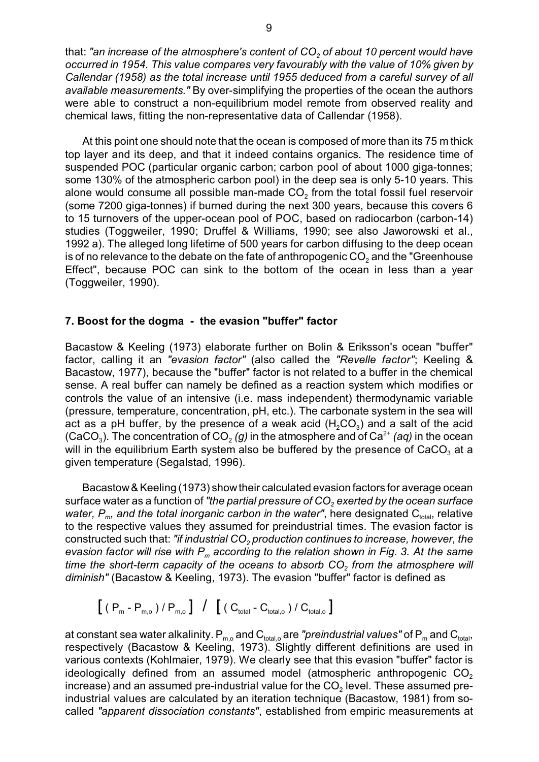that: *"an increase of the atmosphere's content of $CO_2$ of about 10 percent would have occurred in 1954. This value compares very favourably with the value of 10% given by Callendar (1958) as the total increase until 1955 deduced from a careful survey of all available measurements."* By over-simplifying the properties of the ocean the authors were able to construct a non-equilibrium model remote from observed reality and chemical laws, fitting the non-representative data of Callendar (1958).

At this point one should note that the ocean is composed of more than its 75 m thick top layer and its deep, and that it indeed contains organics. The residence time of suspended POC (particular organic carbon; carbon pool of about 1000 giga-tonnes; some 130% of the atmospheric carbon pool) in the deep sea is only 5-10 years. This alone would consume all possible man-made $CO_2$ from the total fossil fuel reservoir (some 7200 giga-tonnes) if burned during the next 300 years, because this covers 6 to 15 turnovers of the upper-ocean pool of POC, based on radiocarbon (carbon-14) studies (Toggweiler, 1990; Druffel & Williams, 1990; see also Jaworowski et al., 1992 a). The alleged long lifetime of 500 years for carbon diffusing to the deep ocean is of no relevance to the debate on the fate of anthropogenic $CO_2$ and the "Greenhouse Effect", because POC can sink to the bottom of the ocean in less than a year (Toggweiler, 1990).

## 7. Boost for the dogma - the evasion "buffer" factor

Bacastow & Keeling (1973) elaborate further on Bolin & Eriksson's ocean "buffer" factor, calling it an *"evasion factor"* (also called the *"Revelle factor"*; Keeling & Bacastow, 1977), because the "buffer" factor is not related to a buffer in the chemical sense. A real buffer can namely be defined as a reaction system which modifies or controls the value of an intensive (i.e. mass independent) thermodynamic variable (pressure, temperature, concentration, pH, etc.). The carbonate system in the sea will act as a pH buffer, by the presence of a weak acid ($H_2CO_3$) and a salt of the acid ($CaCO_3$). The concentration of $CO_2$ *(g)* in the atmosphere and of $Ca^{2+}$ *(aq)* in the ocean will in the equilibrium Earth system also be buffered by the presence of $CaCO_3$ at a given temperature (Segalstad, 1996).

Bacastow & Keeling (1973) show their calculated evasion factors for average ocean surface water as a function of *"the partial pressure of $CO_2$ exerted by the ocean surface water, $P_m$, and the total inorganic carbon in the water"*, here designated $C_{total}$, relative to the respective values they assumed for preindustrial times. The evasion factor is constructed such that: *"if industrial $CO_2$ production continues to increase, however, the evasion factor will rise with $P_m$ according to the relation shown in Fig. 3. At the same time the short-term capacity of the oceans to absorb $CO_2$ from the atmosphere will diminish"* (Bacastow & Keeling, 1973). The evasion "buffer" factor is defined as

$$\left[ (P_m - P_{m,o}) / P_{m,o} \right] \; / \; \left[ (C_{total} - C_{total,o}) / C_{total,o} \right]$$

at constant sea water alkalinity. $P_{m,o}$ and $C_{total,o}$ are *"preindustrial values"* of $P_m$ and $C_{total}$, respectively (Bacastow & Keeling, 1973). Slightly different definitions are used in various contexts (Kohlmaier, 1979). We clearly see that this evasion "buffer" factor is ideologically defined from an assumed model (atmospheric anthropogenic $CO_2$ increase) and an assumed pre-industrial value for the $CO_2$ level. These assumed pre-industrial values are calculated by an iteration technique (Bacastow, 1981) from so-called *"apparent dissociation constants"*, established from empiric measurements at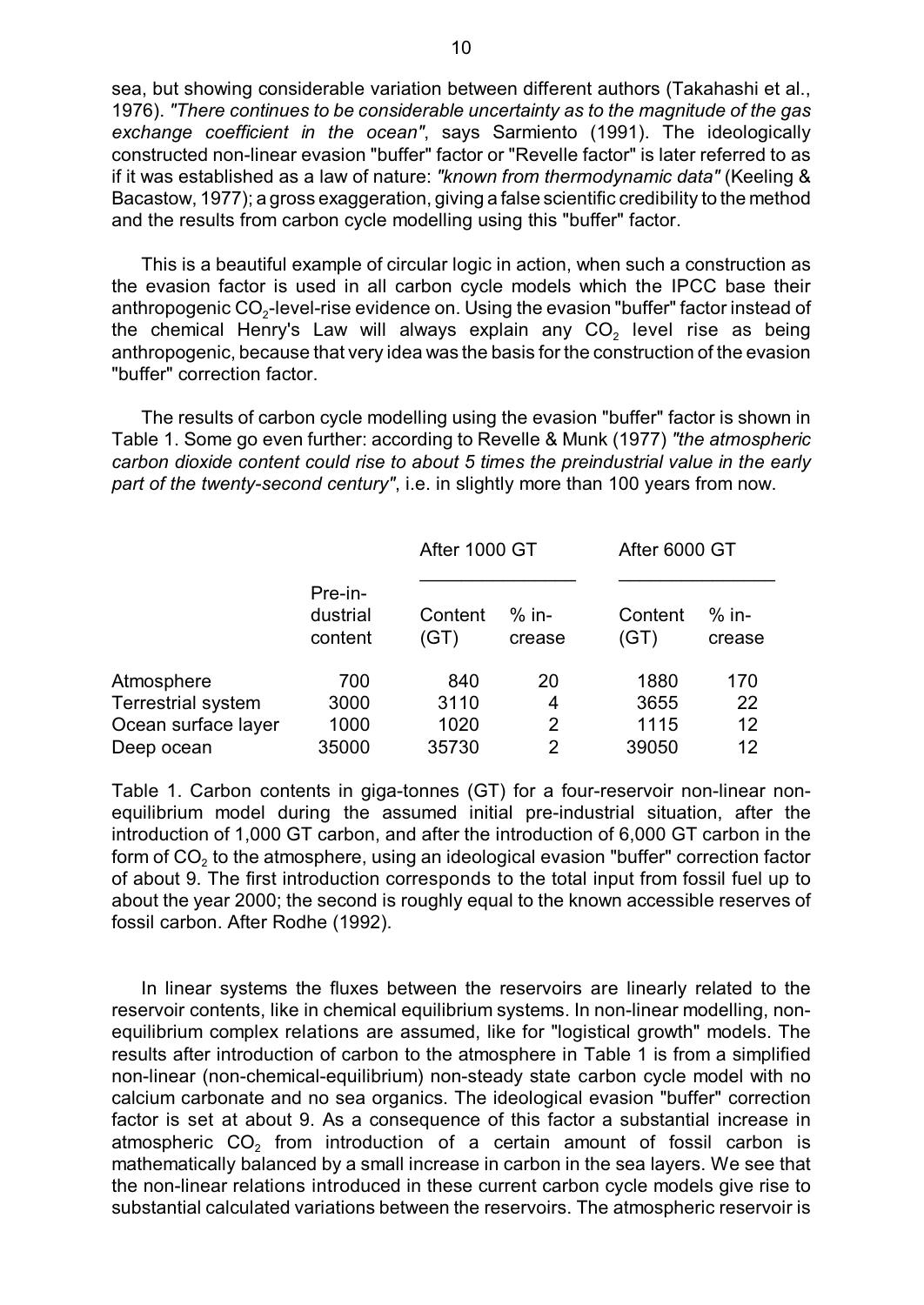sea, but showing considerable variation between different authors (Takahashi et al., 1976). *"There continues to be considerable uncertainty as to the magnitude of the gas exchange coefficient in the ocean"*, says Sarmiento (1991). The ideologically constructed non-linear evasion "buffer" factor or "Revelle factor" is later referred to as if it was established as a law of nature: *"known from thermodynamic data"* (Keeling & Bacastow, 1977); a gross exaggeration, giving a false scientific credibility to the method and the results from carbon cycle modelling using this "buffer" factor.

This is a beautiful example of circular logic in action, when such a construction as the evasion factor is used in all carbon cycle models which the IPCC base their anthropogenic $CO_2$-level-rise evidence on. Using the evasion "buffer" factor instead of the chemical Henry's Law will always explain any $CO_2$ level rise as being anthropogenic, because that very idea was the basis for the construction of the evasion "buffer" correction factor.

The results of carbon cycle modelling using the evasion "buffer" factor is shown in Table 1. Some go even further: according to Revelle & Munk (1977) *"the atmospheric carbon dioxide content could rise to about 5 times the preindustrial value in the early part of the twenty-second century"*, i.e. in slightly more than 100 years from now.

| | | After 1000 GT | | After 6000 GT | |
|---|---|---|---|---|---|
| | Pre-industrial content | Content (GT) | % increase | Content (GT) | % increase |
| Atmosphere | 700 | 840 | 20 | 1880 | 170 |
| Terrestrial system | 3000 | 3110 | 4 | 3655 | 22 |
| Ocean surface layer | 1000 | 1020 | 2 | 1115 | 12 |
| Deep ocean | 35000 | 35730 | 2 | 39050 | 12 |

Table 1. Carbon contents in giga-tonnes (GT) for a four-reservoir non-linear non-equilibrium model during the assumed initial pre-industrial situation, after the introduction of 1,000 GT carbon, and after the introduction of 6,000 GT carbon in the form of $CO_2$ to the atmosphere, using an ideological evasion "buffer" correction factor of about 9. The first introduction corresponds to the total input from fossil fuel up to about the year 2000; the second is roughly equal to the known accessible reserves of fossil carbon. After Rodhe (1992).

In linear systems the fluxes between the reservoirs are linearly related to the reservoir contents, like in chemical equilibrium systems. In non-linear modelling, non-equilibrium complex relations are assumed, like for "logistical growth" models. The results after introduction of carbon to the atmosphere in Table 1 is from a simplified non-linear (non-chemical-equilibrium) non-steady state carbon cycle model with no calcium carbonate and no sea organics. The ideological evasion "buffer" correction factor is set at about 9. As a consequence of this factor a substantial increase in atmospheric $CO_2$ from introduction of a certain amount of fossil carbon is mathematically balanced by a small increase in carbon in the sea layers. We see that the non-linear relations introduced in these current carbon cycle models give rise to substantial calculated variations between the reservoirs. The atmospheric reservoir is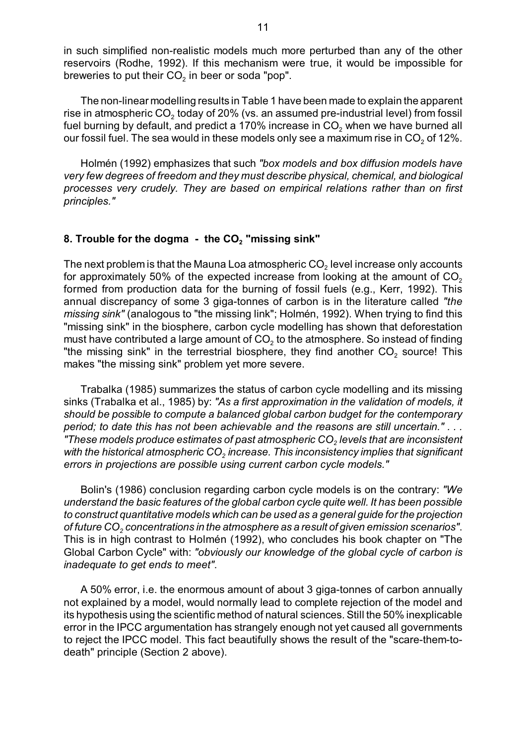in such simplified non-realistic models much more perturbed than any of the other reservoirs (Rodhe, 1992). If this mechanism were true, it would be impossible for breweries to put their $CO_2$ in beer or soda "pop".

The non-linear modelling results in Table 1 have been made to explain the apparent rise in atmospheric $CO_2$ today of 20% (vs. an assumed pre-industrial level) from fossil fuel burning by default, and predict a 170% increase in $CO_2$ when we have burned all our fossil fuel. The sea would in these models only see a maximum rise in $CO_2$ of 12%.

Holmén (1992) emphasizes that such *"box models and box diffusion models have very few degrees of freedom and they must describe physical, chemical, and biological processes very crudely. They are based on empirical relations rather than on first principles."*

## 8. Trouble for the dogma - the $CO_2$ "missing sink"

The next problem is that the Mauna Loa atmospheric $CO_2$ level increase only accounts for approximately 50% of the expected increase from looking at the amount of $CO_2$ formed from production data for the burning of fossil fuels (e.g., Kerr, 1992). This annual discrepancy of some 3 giga-tonnes of carbon is in the literature called *"the missing sink"* (analogous to "the missing link"; Holmén, 1992). When trying to find this "missing sink" in the biosphere, carbon cycle modelling has shown that deforestation must have contributed a large amount of $CO_2$ to the atmosphere. So instead of finding "the missing sink" in the terrestrial biosphere, they find another $CO_2$ source! This makes "the missing sink" problem yet more severe.

Trabalka (1985) summarizes the status of carbon cycle modelling and its missing sinks (Trabalka et al., 1985) by: *"As a first approximation in the validation of models, it should be possible to compute a balanced global carbon budget for the contemporary period; to date this has not been achievable and the reasons are still uncertain."* . . . *"These models produce estimates of past atmospheric $CO_2$ levels that are inconsistent with the historical atmospheric $CO_2$ increase. This inconsistency implies that significant errors in projections are possible using current carbon cycle models."*

Bolin's (1986) conclusion regarding carbon cycle models is on the contrary: *"We understand the basic features of the global carbon cycle quite well. It has been possible to construct quantitative models which can be used as a general guide for the projection of future $CO_2$ concentrations in the atmosphere as a result of given emission scenarios"*. This is in high contrast to Holmén (1992), who concludes his book chapter on "The Global Carbon Cycle" with: *"obviously our knowledge of the global cycle of carbon is inadequate to get ends to meet"*.

A 50% error, i.e. the enormous amount of about 3 giga-tonnes of carbon annually not explained by a model, would normally lead to complete rejection of the model and its hypothesis using the scientific method of natural sciences. Still the 50% inexplicable error in the IPCC argumentation has strangely enough not yet caused all governments to reject the IPCC model. This fact beautifully shows the result of the "scare-them-to-death" principle (Section 2 above).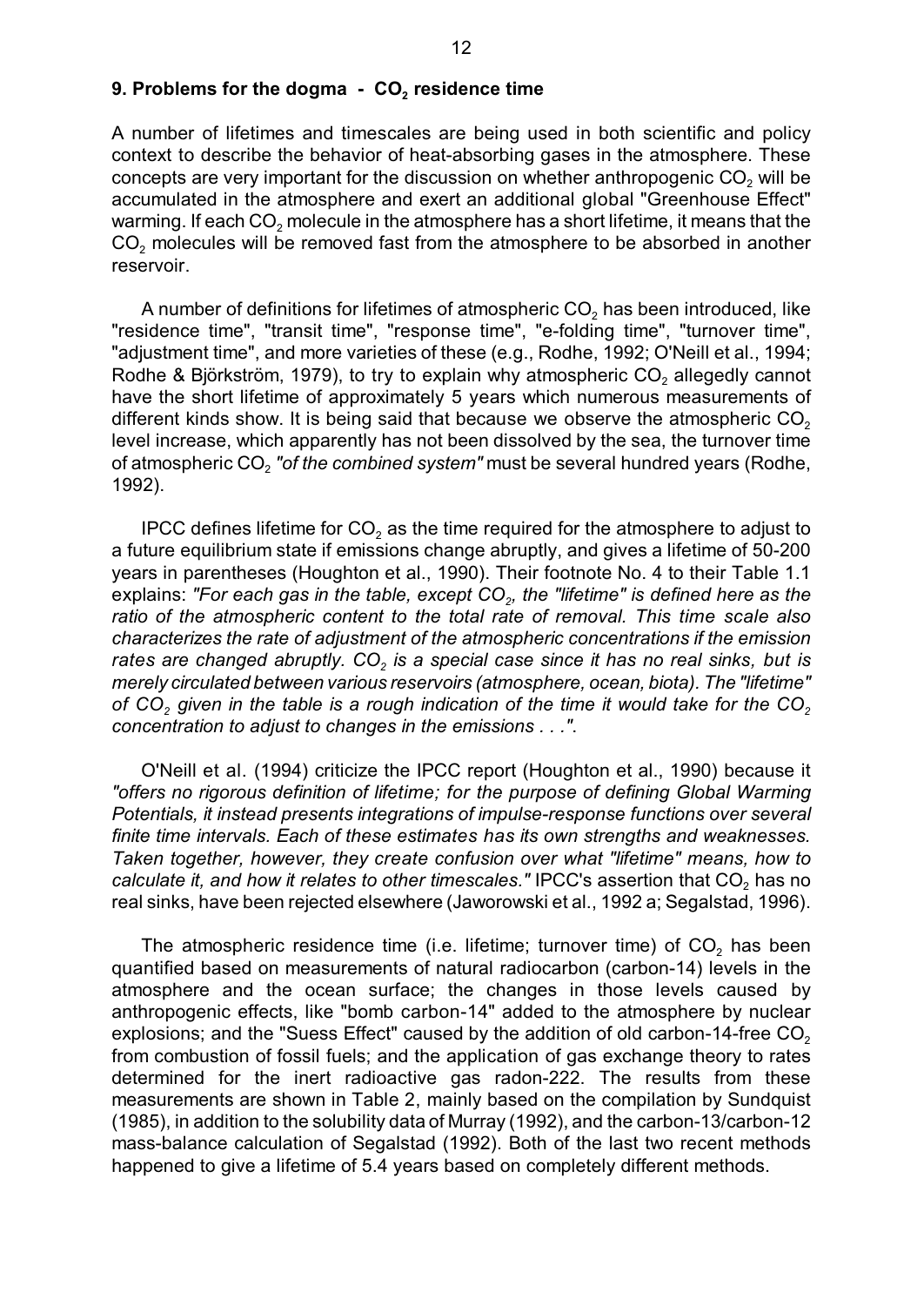## 9. Problems for the dogma - $CO_2$ residence time

A number of lifetimes and timescales are being used in both scientific and policy context to describe the behavior of heat-absorbing gases in the atmosphere. These concepts are very important for the discussion on whether anthropogenic $CO_2$ will be accumulated in the atmosphere and exert an additional global "Greenhouse Effect" warming. If each $CO_2$ molecule in the atmosphere has a short lifetime, it means that the $CO_2$ molecules will be removed fast from the atmosphere to be absorbed in another reservoir.

A number of definitions for lifetimes of atmospheric $CO_2$ has been introduced, like "residence time", "transit time", "response time", "e-folding time", "turnover time", "adjustment time", and more varieties of these (e.g., Rodhe, 1992; O'Neill et al., 1994; Rodhe & Björkström, 1979), to try to explain why atmospheric $CO_2$ allegedly cannot have the short lifetime of approximately 5 years which numerous measurements of different kinds show. It is being said that because we observe the atmospheric $CO_2$ level increase, which apparently has not been dissolved by the sea, the turnover time of atmospheric $CO_2$ *"of the combined system"* must be several hundred years (Rodhe, 1992).

IPCC defines lifetime for $CO_2$ as the time required for the atmosphere to adjust to a future equilibrium state if emissions change abruptly, and gives a lifetime of 50-200 years in parentheses (Houghton et al., 1990). Their footnote No. 4 to their Table 1.1 explains: *"For each gas in the table, except $CO_2$, the "lifetime" is defined here as the ratio of the atmospheric content to the total rate of removal. This time scale also characterizes the rate of adjustment of the atmospheric concentrations if the emission rates are changed abruptly. $CO_2$ is a special case since it has no real sinks, but is merely circulated between various reservoirs (atmosphere, ocean, biota). The "lifetime" of $CO_2$ given in the table is a rough indication of the time it would take for the $CO_2$ concentration to adjust to changes in the emissions . . ."*.

O'Neill et al. (1994) criticize the IPCC report (Houghton et al., 1990) because it *"offers no rigorous definition of lifetime; for the purpose of defining Global Warming Potentials, it instead presents integrations of impulse-response functions over several finite time intervals. Each of these estimates has its own strengths and weaknesses. Taken together, however, they create confusion over what "lifetime" means, how to calculate it, and how it relates to other timescales."* IPCC's assertion that $CO_2$ has no real sinks, have been rejected elsewhere (Jaworowski et al., 1992 a; Segalstad, 1996).

The atmospheric residence time (i.e. lifetime; turnover time) of $CO_2$ has been quantified based on measurements of natural radiocarbon (carbon-14) levels in the atmosphere and the ocean surface; the changes in those levels caused by anthropogenic effects, like "bomb carbon-14" added to the atmosphere by nuclear explosions; and the "Suess Effect" caused by the addition of old carbon-14-free $CO_2$ from combustion of fossil fuels; and the application of gas exchange theory to rates determined for the inert radioactive gas radon-222. The results from these measurements are shown in Table 2, mainly based on the compilation by Sundquist (1985), in addition to the solubility data of Murray (1992), and the carbon-13/carbon-12 mass-balance calculation of Segalstad (1992). Both of the last two recent methods happened to give a lifetime of 5.4 years based on completely different methods.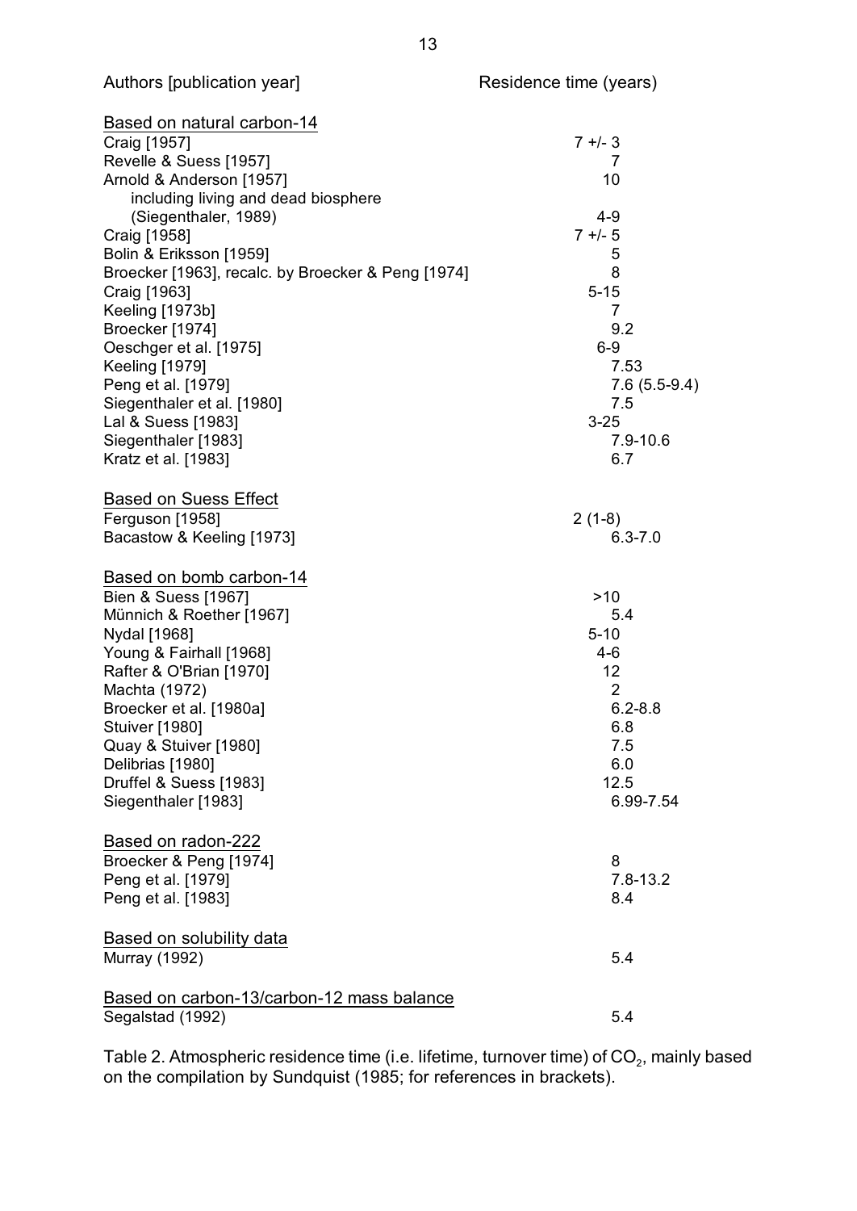| Authors [publication year] | Residence time (years) |
|---|---|
| **Based on natural carbon-14** | |
| Craig [1957] | 7 +/- 3 |
| Revelle & Suess [1957] | 7 |
| Arnold & Anderson [1957] | 10 |
| including living and dead biosphere (Siegenthaler, 1989) | 4-9 |
| Craig [1958] | 7 +/- 5 |
| Bolin & Eriksson [1959] | 5 |
| Broecker [1963], recalc. by Broecker & Peng [1974] | 8 |
| Craig [1963] | 5-15 |
| Keeling [1973b] | 7 |
| Broecker [1974] | 9.2 |
| Oeschger et al. [1975] | 6-9 |
| Keeling [1979] | 7.53 |
| Peng et al. [1979] | 7.6 (5.5-9.4) |
| Siegenthaler et al. [1980] | 7.5 |
| Lal & Suess [1983] | 3-25 |
| Siegenthaler [1983] | 7.9-10.6 |
| Kratz et al. [1983] | 6.7 |
| **Based on Suess Effect** | |
| Ferguson [1958] | 2 (1-8) |
| Bacastow & Keeling [1973] | 6.3-7.0 |
| **Based on bomb carbon-14** | |
| Bien & Suess [1967] | >10 |
| Münnich & Roether [1967] | 5.4 |
| Nydal [1968] | 5-10 |
| Young & Fairhall [1968] | 4-6 |
| Rafter & O'Brian [1970] | 12 |
| Machta (1972) | 2 |
| Broecker et al. [1980a] | 6.2-8.8 |
| Stuiver [1980] | 6.8 |
| Quay & Stuiver [1980] | 7.5 |
| Delibrias [1980] | 6.0 |
| Druffel & Suess [1983] | 12.5 |
| Siegenthaler [1983] | 6.99-7.54 |
| **Based on radon-222** | |
| Broecker & Peng [1974] | 8 |
| Peng et al. [1979] | 7.8-13.2 |
| Peng et al. [1983] | 8.4 |
| **Based on solubility data** | |
| Murray (1992) | 5.4 |
| **Based on carbon-13/carbon-12 mass balance** | |
| Segalstad (1992) | 5.4 |

Table 2. Atmospheric residence time (i.e. lifetime, turnover time) of $CO_2$, mainly based on the compilation by Sundquist (1985; for references in brackets).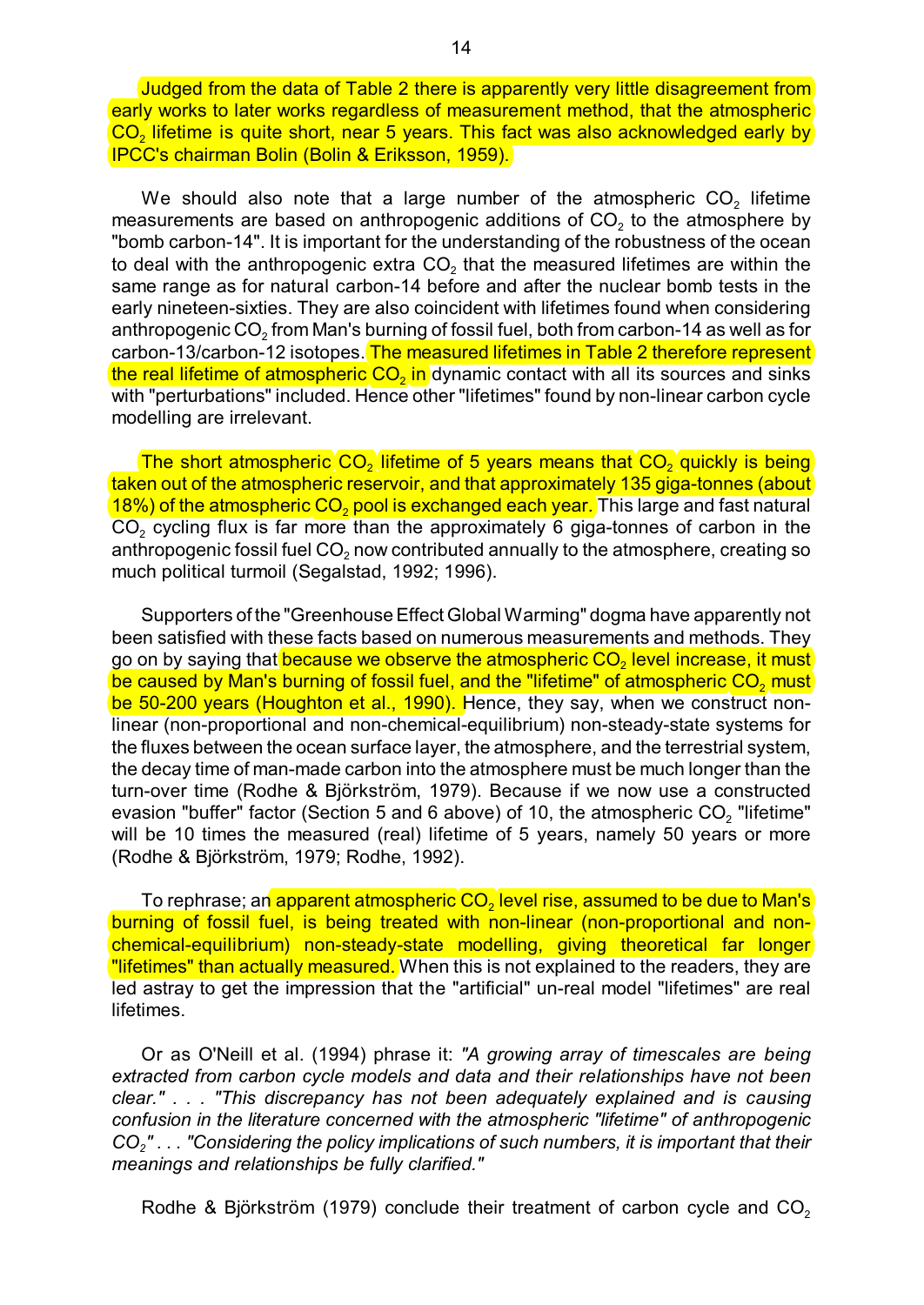Judged from the data of Table 2 there is apparently very little disagreement from early works to later works regardless of measurement method, that the atmospheric $CO_2$ lifetime is quite short, near 5 years. This fact was also acknowledged early by IPCC's chairman Bolin (Bolin & Eriksson, 1959).

We should also note that a large number of the atmospheric $CO_2$ lifetime measurements are based on anthropogenic additions of $CO_2$ to the atmosphere by "bomb carbon-14". It is important for the understanding of the robustness of the ocean to deal with the anthropogenic extra $CO_2$ that the measured lifetimes are within the same range as for natural carbon-14 before and after the nuclear bomb tests in the early nineteen-sixties. They are also coincident with lifetimes found when considering anthropogenic $CO_2$ from Man's burning of fossil fuel, both from carbon-14 as well as for carbon-13/carbon-12 isotopes. The measured lifetimes in Table 2 therefore represent the real lifetime of atmospheric $CO_2$ in dynamic contact with all its sources and sinks with "perturbations" included. Hence other "lifetimes" found by non-linear carbon cycle modelling are irrelevant.

The short atmospheric $CO_2$ lifetime of 5 years means that $CO_2$ quickly is being taken out of the atmospheric reservoir, and that approximately 135 giga-tonnes (about 18%) of the atmospheric $CO_2$ pool is exchanged each year. This large and fast natural $CO_2$ cycling flux is far more than the approximately 6 giga-tonnes of carbon in the anthropogenic fossil fuel $CO_2$ now contributed annually to the atmosphere, creating so much political turmoil (Segalstad, 1992; 1996).

Supporters of the "Greenhouse Effect Global Warming" dogma have apparently not been satisfied with these facts based on numerous measurements and methods. They go on by saying that because we observe the atmospheric $CO_2$ level increase, it must be caused by Man's burning of fossil fuel, and the "lifetime" of atmospheric $CO_2$ must be 50-200 years (Houghton et al., 1990). Hence, they say, when we construct non-linear (non-proportional and non-chemical-equilibrium) non-steady-state systems for the fluxes between the ocean surface layer, the atmosphere, and the terrestrial system, the decay time of man-made carbon into the atmosphere must be much longer than the turn-over time (Rodhe & Björkström, 1979). Because if we now use a constructed evasion "buffer" factor (Section 5 and 6 above) of 10, the atmospheric $CO_2$ "lifetime" will be 10 times the measured (real) lifetime of 5 years, namely 50 years or more (Rodhe & Björkström, 1979; Rodhe, 1992).

To rephrase; an apparent atmospheric $CO_2$ level rise, assumed to be due to Man's burning of fossil fuel, is being treated with non-linear (non-proportional and non-chemical-equilibrium) non-steady-state modelling, giving theoretical far longer "lifetimes" than actually measured. When this is not explained to the readers, they are led astray to get the impression that the "artificial" un-real model "lifetimes" are real lifetimes.

Or as O'Neill et al. (1994) phrase it: *"A growing array of timescales are being extracted from carbon cycle models and data and their relationships have not been clear." . . . "This discrepancy has not been adequately explained and is causing confusion in the literature concerned with the atmospheric "lifetime" of anthropogenic $CO_2$" . . . "Considering the policy implications of such numbers, it is important that their meanings and relationships be fully clarified."*

Rodhe & Björkström (1979) conclude their treatment of carbon cycle and $CO_2$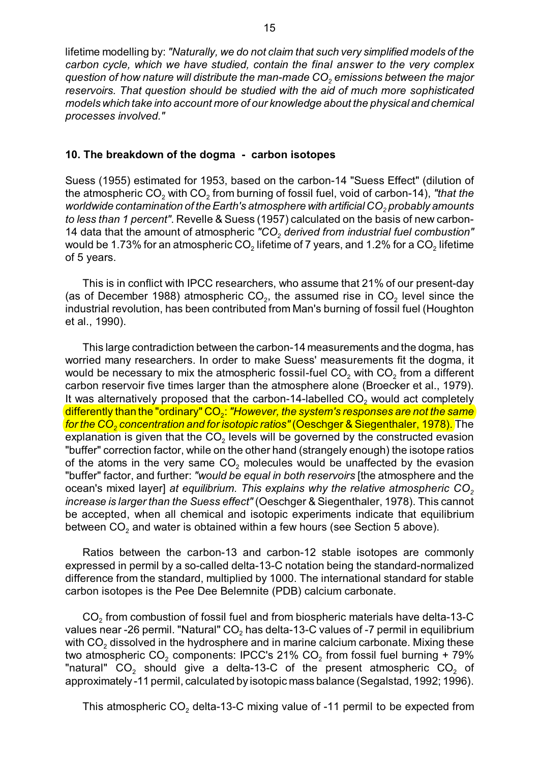lifetime modelling by: *"Naturally, we do not claim that such very simplified models of the carbon cycle, which we have studied, contain the final answer to the very complex question of how nature will distribute the man-made $CO_2$ emissions between the major reservoirs. That question should be studied with the aid of much more sophisticated models which take into account more of our knowledge about the physical and chemical processes involved."*

### 10. The breakdown of the dogma - carbon isotopes

Suess (1955) estimated for 1953, based on the carbon-14 "Suess Effect" (dilution of the atmospheric $CO_2$ with $CO_2$ from burning of fossil fuel, void of carbon-14), *"that the worldwide contamination of the Earth's atmosphere with artificial $CO_2$ probably amounts to less than 1 percent"*. Revelle & Suess (1957) calculated on the basis of new carbon-14 data that the amount of atmospheric *"$CO_2$ derived from industrial fuel combustion"* would be 1.73% for an atmospheric $CO_2$ lifetime of 7 years, and 1.2% for a $CO_2$ lifetime of 5 years.

This is in conflict with IPCC researchers, who assume that 21% of our present-day (as of December 1988) atmospheric $CO_2$, the assumed rise in $CO_2$ level since the industrial revolution, has been contributed from Man's burning of fossil fuel (Houghton et al., 1990).

This large contradiction between the carbon-14 measurements and the dogma, has worried many researchers. In order to make Suess' measurements fit the dogma, it would be necessary to mix the atmospheric fossil-fuel $CO_2$ with $CO_2$ from a different carbon reservoir five times larger than the atmosphere alone (Broecker et al., 1979). It was alternatively proposed that the carbon-14-labelled $CO_2$ would act completely differently than the "ordinary" $CO_2$: *"However, the system's responses are not the same for the $CO_2$ concentration and for isotopic ratios"* (Oeschger & Siegenthaler, 1978). The explanation is given that the $CO_2$ levels will be governed by the constructed evasion "buffer" correction factor, while on the other hand (strangely enough) the isotope ratios of the atoms in the very same $CO_2$ molecules would be unaffected by the evasion "buffer" factor, and further: *"would be equal in both reservoirs* [the atmosphere and the ocean's mixed layer] *at equilibrium. This explains why the relative atmospheric $CO_2$ increase is larger than the Suess effect"* (Oeschger & Siegenthaler, 1978). This cannot be accepted, when all chemical and isotopic experiments indicate that equilibrium between $CO_2$ and water is obtained within a few hours (see Section 5 above).

Ratios between the carbon-13 and carbon-12 stable isotopes are commonly expressed in permil by a so-called delta-13-C notation being the standard-normalized difference from the standard, multiplied by 1000. The international standard for stable carbon isotopes is the Pee Dee Belemnite (PDB) calcium carbonate.

$CO_2$ from combustion of fossil fuel and from biospheric materials have delta-13-C values near -26 permil. "Natural" $CO_2$ has delta-13-C values of -7 permil in equilibrium with $CO_2$ dissolved in the hydrosphere and in marine calcium carbonate. Mixing these two atmospheric $CO_2$ components: IPCC's 21% $CO_2$ from fossil fuel burning + 79% "natural" $CO_2$ should give a delta-13-C of the present atmospheric $CO_2$ of approximately -11 permil, calculated by isotopic mass balance (Segalstad, 1992; 1996).

This atmospheric $CO_2$ delta-13-C mixing value of -11 permil to be expected from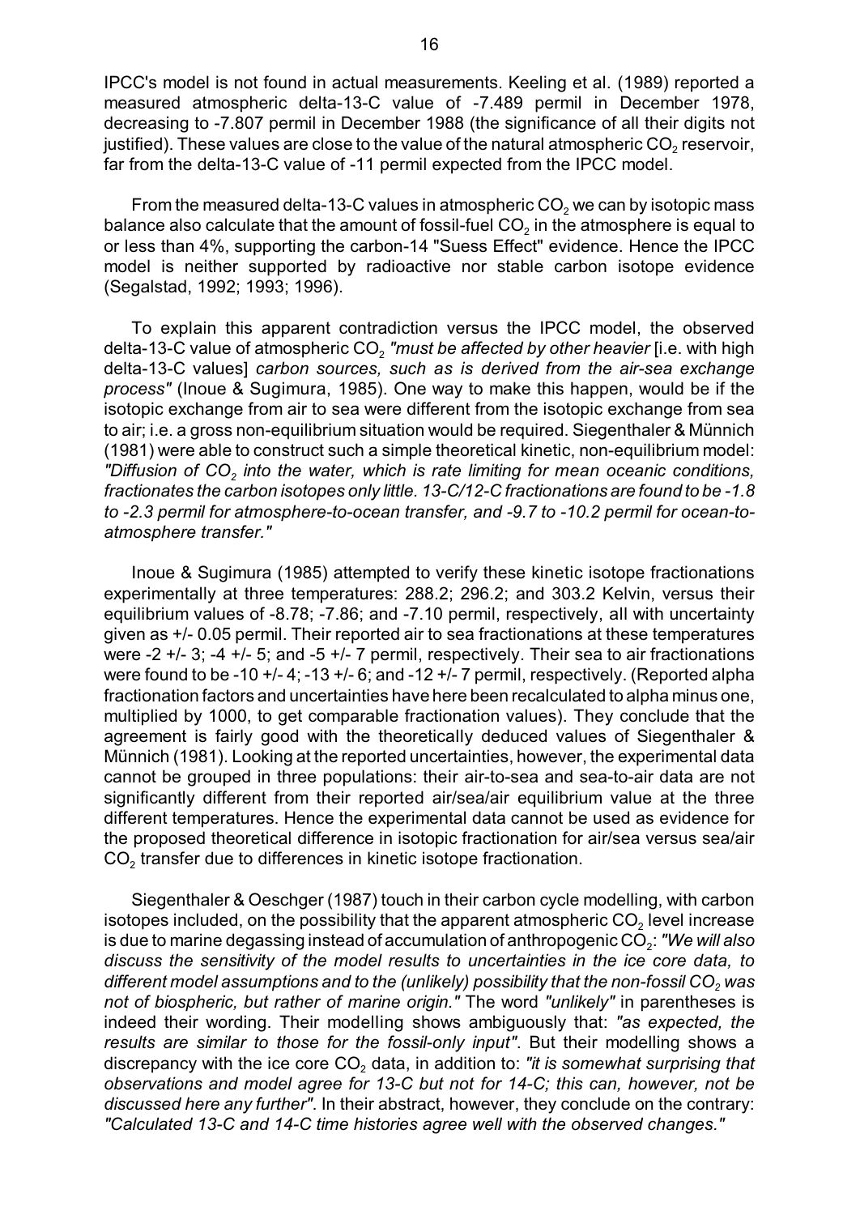IPCC's model is not found in actual measurements. Keeling et al. (1989) reported a measured atmospheric delta-13-C value of -7.489 permil in December 1978, decreasing to -7.807 permil in December 1988 (the significance of all their digits not justified). These values are close to the value of the natural atmospheric $CO_2$ reservoir, far from the delta-13-C value of -11 permil expected from the IPCC model.

From the measured delta-13-C values in atmospheric $CO_2$ we can by isotopic mass balance also calculate that the amount of fossil-fuel $CO_2$ in the atmosphere is equal to or less than 4%, supporting the carbon-14 "Suess Effect" evidence. Hence the IPCC model is neither supported by radioactive nor stable carbon isotope evidence (Segalstad, 1992; 1993; 1996).

To explain this apparent contradiction versus the IPCC model, the observed delta-13-C value of atmospheric $CO_2$ *"must be affected by other heavier* [i.e. with high delta-13-C values] *carbon sources, such as is derived from the air-sea exchange process"* (Inoue & Sugimura, 1985). One way to make this happen, would be if the isotopic exchange from air to sea were different from the isotopic exchange from sea to air; i.e. a gross non-equilibrium situation would be required. Siegenthaler & Münnich (1981) were able to construct such a simple theoretical kinetic, non-equilibrium model: *"Diffusion of $CO_2$ into the water, which is rate limiting for mean oceanic conditions, fractionates the carbon isotopes only little. 13-C/12-C fractionations are found to be -1.8 to -2.3 permil for atmosphere-to-ocean transfer, and -9.7 to -10.2 permil for ocean-to-atmosphere transfer."*

Inoue & Sugimura (1985) attempted to verify these kinetic isotope fractionations experimentally at three temperatures: 288.2; 296.2; and 303.2 Kelvin, versus their equilibrium values of -8.78; -7.86; and -7.10 permil, respectively, all with uncertainty given as +/- 0.05 permil. Their reported air to sea fractionations at these temperatures were -2 +/- 3; -4 +/- 5; and -5 +/- 7 permil, respectively. Their sea to air fractionations were found to be -10 +/- 4; -13 +/- 6; and -12 +/- 7 permil, respectively. (Reported alpha fractionation factors and uncertainties have here been recalculated to alpha minus one, multiplied by 1000, to get comparable fractionation values). They conclude that the agreement is fairly good with the theoretically deduced values of Siegenthaler & Münnich (1981). Looking at the reported uncertainties, however, the experimental data cannot be grouped in three populations: their air-to-sea and sea-to-air data are not significantly different from their reported air/sea/air equilibrium value at the three different temperatures. Hence the experimental data cannot be used as evidence for the proposed theoretical difference in isotopic fractionation for air/sea versus sea/air $CO_2$ transfer due to differences in kinetic isotope fractionation.

Siegenthaler & Oeschger (1987) touch in their carbon cycle modelling, with carbon isotopes included, on the possibility that the apparent atmospheric $CO_2$ level increase is due to marine degassing instead of accumulation of anthropogenic $CO_2$: *"We will also discuss the sensitivity of the model results to uncertainties in the ice core data, to different model assumptions and to the (unlikely) possibility that the non-fossil $CO_2$ was not of biospheric, but rather of marine origin."* The word *"unlikely"* in parentheses is indeed their wording. Their modelling shows ambiguously that: *"as expected, the results are similar to those for the fossil-only input"*. But their modelling shows a discrepancy with the ice core $CO_2$ data, in addition to: *"it is somewhat surprising that observations and model agree for 13-C but not for 14-C; this can, however, not be discussed here any further"*. In their abstract, however, they conclude on the contrary: *"Calculated 13-C and 14-C time histories agree well with the observed changes."*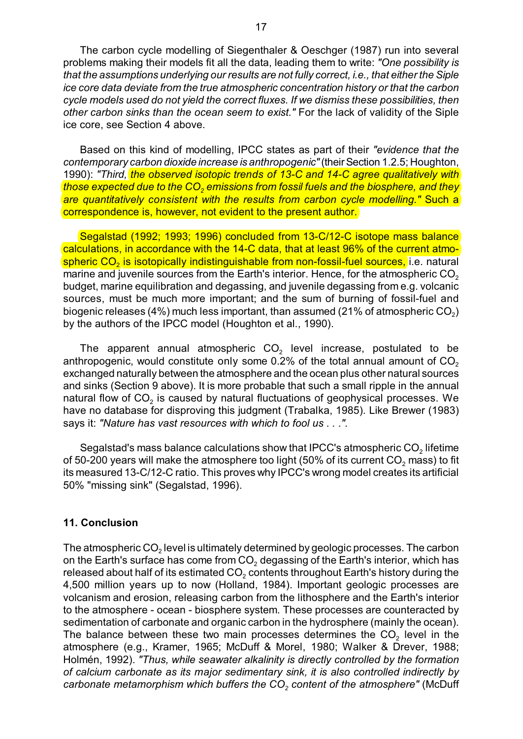The carbon cycle modelling of Siegenthaler & Oeschger (1987) run into several problems making their models fit all the data, leading them to write: *"One possibility is that the assumptions underlying our results are not fully correct, i.e., that either the Siple ice core data deviate from the true atmospheric concentration history or that the carbon cycle models used do not yield the correct fluxes. If we dismiss these possibilities, then other carbon sinks than the ocean seem to exist."* For the lack of validity of the Siple ice core, see Section 4 above.

Based on this kind of modelling, IPCC states as part of their *"evidence that the contemporary carbon dioxide increase is anthropogenic"* (their Section 1.2.5; Houghton, 1990): *"Third, the observed isotopic trends of 13-C and 14-C agree qualitatively with those expected due to the $CO_2$ emissions from fossil fuels and the biosphere, and they are quantitatively consistent with the results from carbon cycle modelling."* Such a correspondence is, however, not evident to the present author.

Segalstad (1992; 1993; 1996) concluded from 13-C/12-C isotope mass balance calculations, in accordance with the 14-C data, that at least 96% of the current atmospheric $CO_2$ is isotopically indistinguishable from non-fossil-fuel sources, i.e. natural marine and juvenile sources from the Earth's interior. Hence, for the atmospheric $CO_2$ budget, marine equilibration and degassing, and juvenile degassing from e.g. volcanic sources, must be much more important; and the sum of burning of fossil-fuel and biogenic releases (4%) much less important, than assumed (21% of atmospheric $CO_2$) by the authors of the IPCC model (Houghton et al., 1990).

The apparent annual atmospheric $CO_2$ level increase, postulated to be anthropogenic, would constitute only some 0.2% of the total annual amount of $CO_2$ exchanged naturally between the atmosphere and the ocean plus other natural sources and sinks (Section 9 above). It is more probable that such a small ripple in the annual natural flow of $CO_2$ is caused by natural fluctuations of geophysical processes. We have no database for disproving this judgment (Trabalka, 1985). Like Brewer (1983) says it: *"Nature has vast resources with which to fool us . . ."*.

Segalstad's mass balance calculations show that IPCC's atmospheric $CO_2$ lifetime of 50-200 years will make the atmosphere too light (50% of its current $CO_2$ mass) to fit its measured 13-C/12-C ratio. This proves why IPCC's wrong model creates its artificial 50% "missing sink" (Segalstad, 1996).

## 11. Conclusion

The atmospheric $CO_2$ level is ultimately determined by geologic processes. The carbon on the Earth's surface has come from $CO_2$ degassing of the Earth's interior, which has released about half of its estimated $CO_2$ contents throughout Earth's history during the 4,500 million years up to now (Holland, 1984). Important geologic processes are volcanism and erosion, releasing carbon from the lithosphere and the Earth's interior to the atmosphere - ocean - biosphere system. These processes are counteracted by sedimentation of carbonate and organic carbon in the hydrosphere (mainly the ocean). The balance between these two main processes determines the $CO_2$ level in the atmosphere (e.g., Kramer, 1965; McDuff & Morel, 1980; Walker & Drever, 1988; Holmén, 1992). *"Thus, while seawater alkalinity is directly controlled by the formation of calcium carbonate as its major sedimentary sink, it is also controlled indirectly by carbonate metamorphism which buffers the $CO_2$ content of the atmosphere"* (McDuff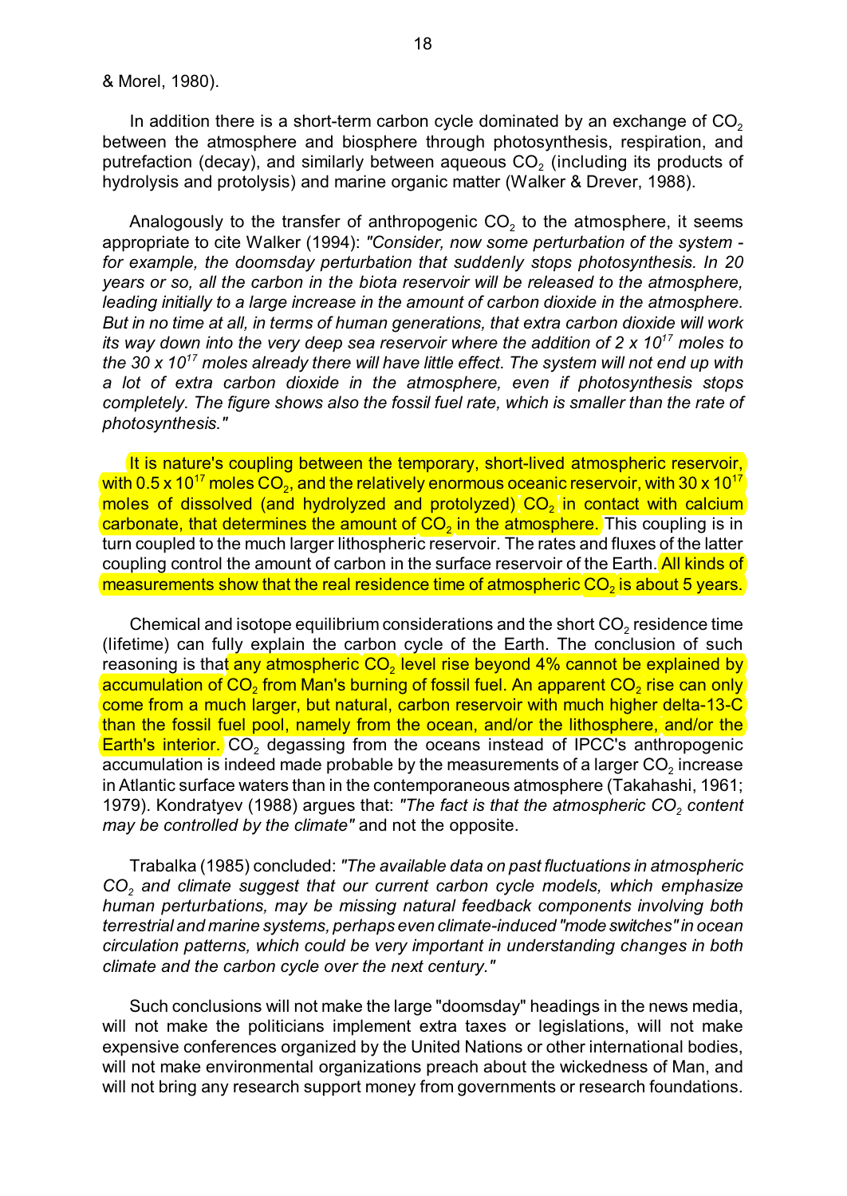& Morel, 1980).

In addition there is a short-term carbon cycle dominated by an exchange of $CO_2$ between the atmosphere and biosphere through photosynthesis, respiration, and putrefaction (decay), and similarly between aqueous $CO_2$ (including its products of hydrolysis and protolysis) and marine organic matter (Walker & Drever, 1988).

Analogously to the transfer of anthropogenic $CO_2$ to the atmosphere, it seems appropriate to cite Walker (1994): *"Consider, now some perturbation of the system - for example, the doomsday perturbation that suddenly stops photosynthesis. In 20 years or so, all the carbon in the biota reservoir will be released to the atmosphere, leading initially to a large increase in the amount of carbon dioxide in the atmosphere. But in no time at all, in terms of human generations, that extra carbon dioxide will work its way down into the very deep sea reservoir where the addition of $2 \times 10^{17}$ moles to the $30 \times 10^{17}$ moles already there will have little effect. The system will not end up with a lot of extra carbon dioxide in the atmosphere, even if photosynthesis stops completely. The figure shows also the fossil fuel rate, which is smaller than the rate of photosynthesis."*

It is nature's coupling between the temporary, short-lived atmospheric reservoir, with $0.5 \times 10^{17}$ moles $CO_2$, and the relatively enormous oceanic reservoir, with $30 \times 10^{17}$ moles of dissolved (and hydrolyzed and protolyzed) $CO_2$ in contact with calcium carbonate, that determines the amount of $CO_2$ in the atmosphere. This coupling is in turn coupled to the much larger lithospheric reservoir. The rates and fluxes of the latter coupling control the amount of carbon in the surface reservoir of the Earth. All kinds of measurements show that the real residence time of atmospheric $CO_2$ is about 5 years.

Chemical and isotope equilibrium considerations and the short $CO_2$ residence time (lifetime) can fully explain the carbon cycle of the Earth. The conclusion of such reasoning is that any atmospheric $CO_2$ level rise beyond 4% cannot be explained by accumulation of $CO_2$ from Man's burning of fossil fuel. An apparent $CO_2$ rise can only come from a much larger, but natural, carbon reservoir with much higher delta-13-C than the fossil fuel pool, namely from the ocean, and/or the lithosphere, and/or the Earth's interior. $CO_2$ degassing from the oceans instead of IPCC's anthropogenic accumulation is indeed made probable by the measurements of a larger $CO_2$ increase in Atlantic surface waters than in the contemporaneous atmosphere (Takahashi, 1961; 1979). Kondratyev (1988) argues that: *"The fact is that the atmospheric $CO_2$ content may be controlled by the climate"* and not the opposite.

Trabalka (1985) concluded: *"The available data on past fluctuations in atmospheric $CO_2$ and climate suggest that our current carbon cycle models, which emphasize human perturbations, may be missing natural feedback components involving both terrestrial and marine systems, perhaps even climate-induced "mode switches" in ocean circulation patterns, which could be very important in understanding changes in both climate and the carbon cycle over the next century."*

Such conclusions will not make the large "doomsday" headings in the news media, will not make the politicians implement extra taxes or legislations, will not make expensive conferences organized by the United Nations or other international bodies, will not make environmental organizations preach about the wickedness of Man, and will not bring any research support money from governments or research foundations.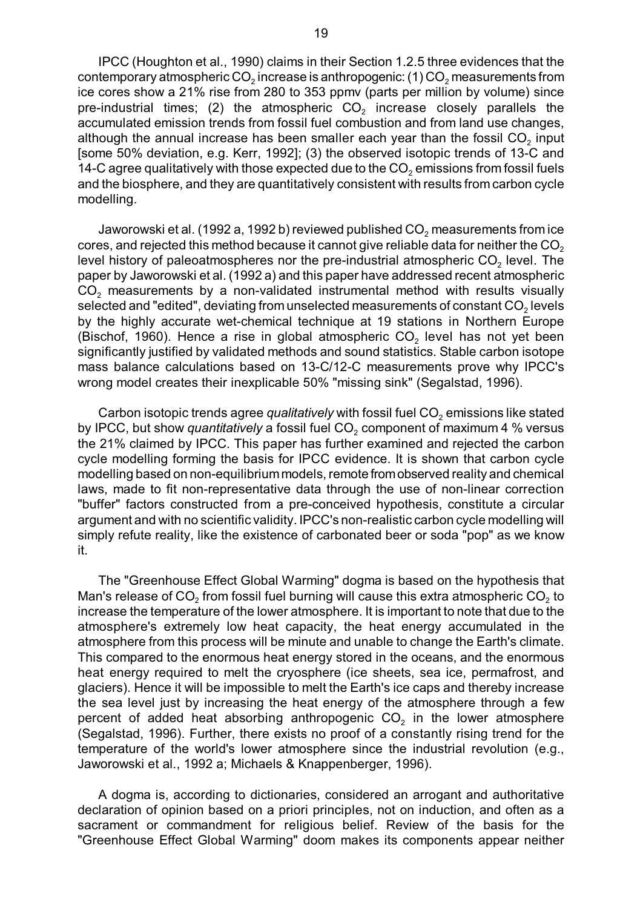IPCC (Houghton et al., 1990) claims in their Section 1.2.5 three evidences that the contemporary atmospheric $CO_2$ increase is anthropogenic: (1) $CO_2$ measurements from ice cores show a 21% rise from 280 to 353 ppmv (parts per million by volume) since pre-industrial times; (2) the atmospheric $CO_2$ increase closely parallels the accumulated emission trends from fossil fuel combustion and from land use changes, although the annual increase has been smaller each year than the fossil $CO_2$ input [some 50% deviation, e.g. Kerr, 1992]; (3) the observed isotopic trends of 13-C and 14-C agree qualitatively with those expected due to the $CO_2$ emissions from fossil fuels and the biosphere, and they are quantitatively consistent with results from carbon cycle modelling.

Jaworowski et al. (1992 a, 1992 b) reviewed published $CO_2$ measurements from ice cores, and rejected this method because it cannot give reliable data for neither the $CO_2$ level history of paleoatmospheres nor the pre-industrial atmospheric $CO_2$ level. The paper by Jaworowski et al. (1992 a) and this paper have addressed recent atmospheric $CO_2$ measurements by a non-validated instrumental method with results visually selected and "edited", deviating from unselected measurements of constant $CO_2$ levels by the highly accurate wet-chemical technique at 19 stations in Northern Europe (Bischof, 1960). Hence a rise in global atmospheric $CO_2$ level has not yet been significantly justified by validated methods and sound statistics. Stable carbon isotope mass balance calculations based on 13-C/12-C measurements prove why IPCC's wrong model creates their inexplicable 50% "missing sink" (Segalstad, 1996).

Carbon isotopic trends agree *qualitatively* with fossil fuel $CO_2$ emissions like stated by IPCC, but show *quantitatively* a fossil fuel $CO_2$ component of maximum 4 % versus the 21% claimed by IPCC. This paper has further examined and rejected the carbon cycle modelling forming the basis for IPCC evidence. It is shown that carbon cycle modelling based on non-equilibrium models, remote from observed reality and chemical laws, made to fit non-representative data through the use of non-linear correction "buffer" factors constructed from a pre-conceived hypothesis, constitute a circular argument and with no scientific validity. IPCC's non-realistic carbon cycle modelling will simply refute reality, like the existence of carbonated beer or soda "pop" as we know it.

The "Greenhouse Effect Global Warming" dogma is based on the hypothesis that Man's release of $CO_2$ from fossil fuel burning will cause this extra atmospheric $CO_2$ to increase the temperature of the lower atmosphere. It is important to note that due to the atmosphere's extremely low heat capacity, the heat energy accumulated in the atmosphere from this process will be minute and unable to change the Earth's climate. This compared to the enormous heat energy stored in the oceans, and the enormous heat energy required to melt the cryosphere (ice sheets, sea ice, permafrost, and glaciers). Hence it will be impossible to melt the Earth's ice caps and thereby increase the sea level just by increasing the heat energy of the atmosphere through a few percent of added heat absorbing anthropogenic $CO_2$ in the lower atmosphere (Segalstad, 1996). Further, there exists no proof of a constantly rising trend for the temperature of the world's lower atmosphere since the industrial revolution (e.g., Jaworowski et al., 1992 a; Michaels & Knappenberger, 1996).

A dogma is, according to dictionaries, considered an arrogant and authoritative declaration of opinion based on a priori principles, not on induction, and often as a sacrament or commandment for religious belief. Review of the basis for the "Greenhouse Effect Global Warming" doom makes its components appear neither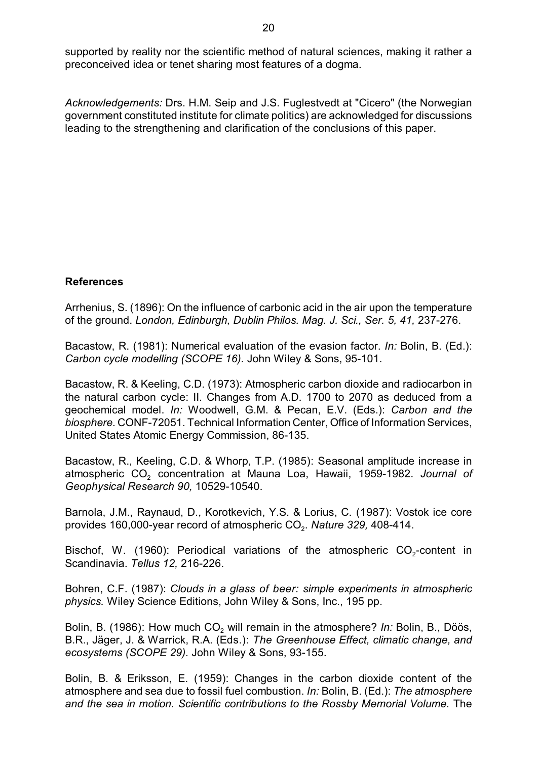supported by reality nor the scientific method of natural sciences, making it rather a preconceived idea or tenet sharing most features of a dogma.

*Acknowledgements:* Drs. H.M. Seip and J.S. Fuglestvedt at "Cicero" (the Norwegian government constituted institute for climate politics) are acknowledged for discussions leading to the strengthening and clarification of the conclusions of this paper.

## References

Arrhenius, S. (1896): On the influence of carbonic acid in the air upon the temperature of the ground. *London, Edinburgh, Dublin Philos. Mag. J. Sci., Ser. 5, 41,* 237-276.

Bacastow, R. (1981): Numerical evaluation of the evasion factor. *In:* Bolin, B. (Ed.): *Carbon cycle modelling (SCOPE 16).* John Wiley & Sons, 95-101.

Bacastow, R. & Keeling, C.D. (1973): Atmospheric carbon dioxide and radiocarbon in the natural carbon cycle: II. Changes from A.D. 1700 to 2070 as deduced from a geochemical model. *In:* Woodwell, G.M. & Pecan, E.V. (Eds.): *Carbon and the biosphere.* CONF-72051. Technical Information Center, Office of Information Services, United States Atomic Energy Commission, 86-135.

Bacastow, R., Keeling, C.D. & Whorp, T.P. (1985): Seasonal amplitude increase in atmospheric $CO_2$ concentration at Mauna Loa, Hawaii, 1959-1982. *Journal of Geophysical Research 90,* 10529-10540.

Barnola, J.M., Raynaud, D., Korotkevich, Y.S. & Lorius, C. (1987): Vostok ice core provides 160,000-year record of atmospheric $CO_2$. *Nature 329,* 408-414.

Bischof, W. (1960): Periodical variations of the atmospheric $CO_2$-content in Scandinavia. *Tellus 12,* 216-226.

Bohren, C.F. (1987): *Clouds in a glass of beer: simple experiments in atmospheric physics.* Wiley Science Editions, John Wiley & Sons, Inc., 195 pp.

Bolin, B. (1986): How much $CO_2$ will remain in the atmosphere? *In:* Bolin, B., Döös, B.R., Jäger, J. & Warrick, R.A. (Eds.): *The Greenhouse Effect, climatic change, and ecosystems (SCOPE 29).* John Wiley & Sons, 93-155.

Bolin, B. & Eriksson, E. (1959): Changes in the carbon dioxide content of the atmosphere and sea due to fossil fuel combustion. *In:* Bolin, B. (Ed.): *The atmosphere and the sea in motion. Scientific contributions to the Rossby Memorial Volume.* The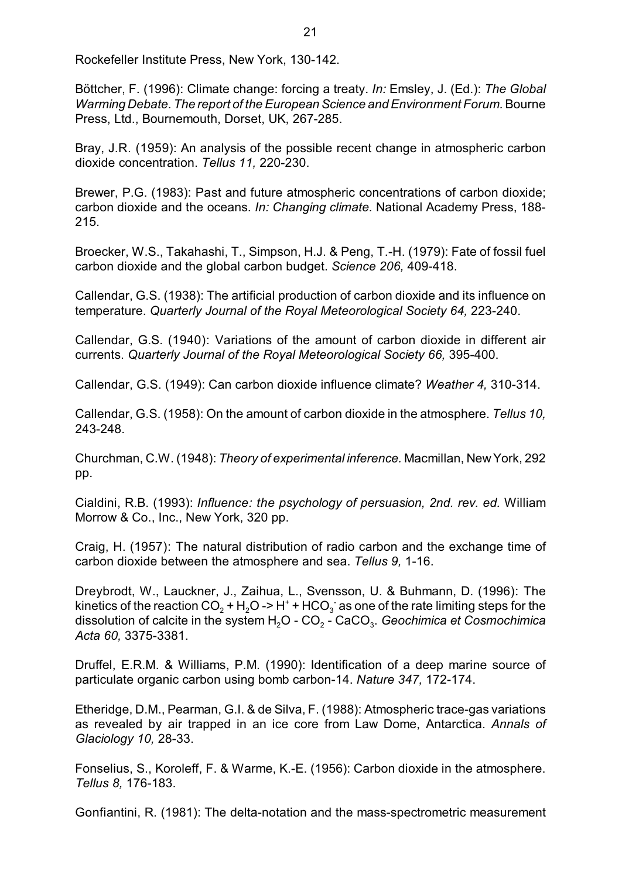Rockefeller Institute Press, New York, 130-142.

Böttcher, F. (1996): Climate change: forcing a treaty. *In:* Emsley, J. (Ed.): *The Global Warming Debate. The report of the European Science and Environment Forum.* Bourne Press, Ltd., Bournemouth, Dorset, UK, 267-285.

Bray, J.R. (1959): An analysis of the possible recent change in atmospheric carbon dioxide concentration. *Tellus 11,* 220-230.

Brewer, P.G. (1983): Past and future atmospheric concentrations of carbon dioxide; carbon dioxide and the oceans. *In: Changing climate.* National Academy Press, 188-215.

Broecker, W.S., Takahashi, T., Simpson, H.J. & Peng, T.-H. (1979): Fate of fossil fuel carbon dioxide and the global carbon budget. *Science 206,* 409-418.

Callendar, G.S. (1938): The artificial production of carbon dioxide and its influence on temperature. *Quarterly Journal of the Royal Meteorological Society 64,* 223-240.

Callendar, G.S. (1940): Variations of the amount of carbon dioxide in different air currents. *Quarterly Journal of the Royal Meteorological Society 66,* 395-400.

Callendar, G.S. (1949): Can carbon dioxide influence climate? *Weather 4,* 310-314.

Callendar, G.S. (1958): On the amount of carbon dioxide in the atmosphere. *Tellus 10,* 243-248.

Churchman, C.W. (1948): *Theory of experimental inference.* Macmillan, New York, 292 pp.

Cialdini, R.B. (1993): *Influence: the psychology of persuasion, 2nd. rev. ed.* William Morrow & Co., Inc., New York, 320 pp.

Craig, H. (1957): The natural distribution of radio carbon and the exchange time of carbon dioxide between the atmosphere and sea. *Tellus 9,* 1-16.

Dreybrodt, W., Lauckner, J., Zaihua, L., Svensson, U. & Buhmann, D. (1996): The kinetics of the reaction $CO_2 + H_2O \rightarrow H^+ + HCO_3^-$ as one of the rate limiting steps for the dissolution of calcite in the system $H_2O$ - $CO_2$ - $CaCO_3$. *Geochimica et Cosmochimica Acta 60,* 3375-3381.

Druffel, E.R.M. & Williams, P.M. (1990): Identification of a deep marine source of particulate organic carbon using bomb carbon-14. *Nature 347,* 172-174.

Etheridge, D.M., Pearman, G.I. & de Silva, F. (1988): Atmospheric trace-gas variations as revealed by air trapped in an ice core from Law Dome, Antarctica. *Annals of Glaciology 10,* 28-33.

Fonselius, S., Koroleff, F. & Warme, K.-E. (1956): Carbon dioxide in the atmosphere. *Tellus 8,* 176-183.

Gonfiantini, R. (1981): The delta-notation and the mass-spectrometric measurement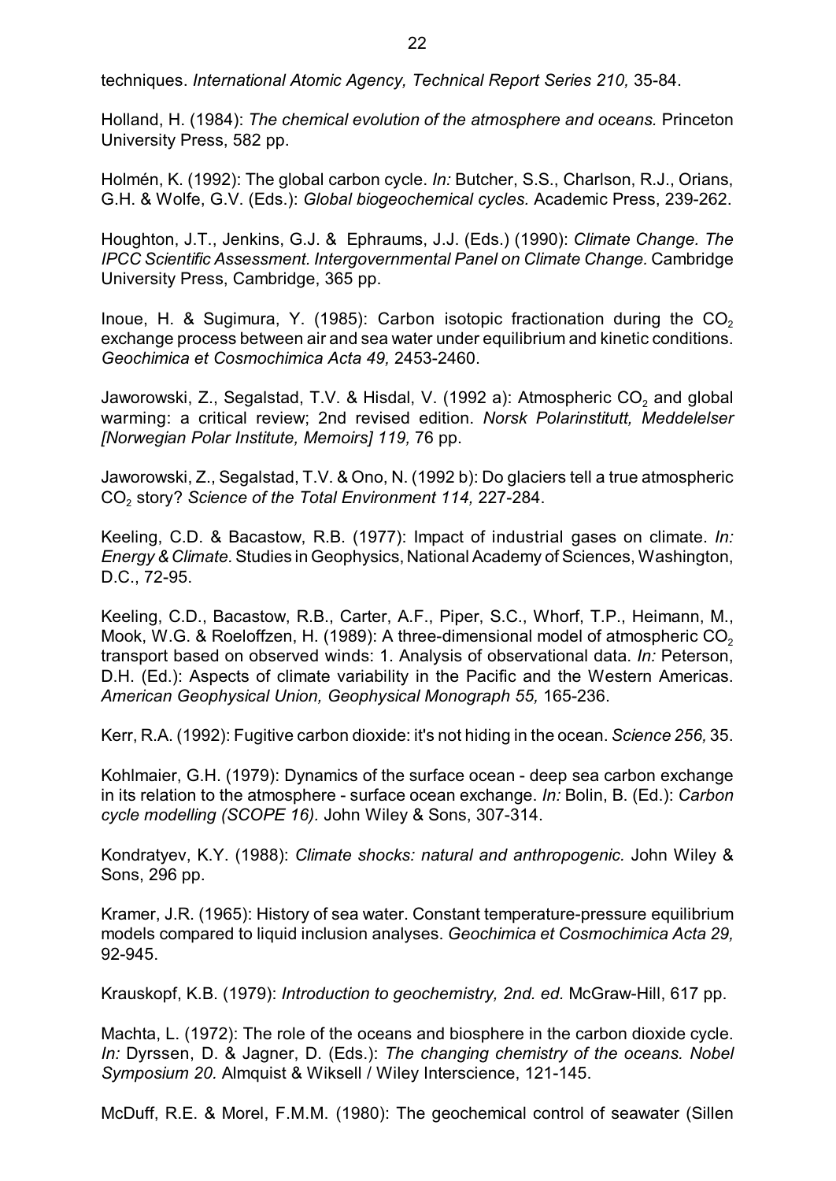techniques. *International Atomic Agency, Technical Report Series 210,* 35-84.

Holland, H. (1984): *The chemical evolution of the atmosphere and oceans.* Princeton University Press, 582 pp.

Holmén, K. (1992): The global carbon cycle. *In:* Butcher, S.S., Charlson, R.J., Orians, G.H. & Wolfe, G.V. (Eds.): *Global biogeochemical cycles.* Academic Press, 239-262.

Houghton, J.T., Jenkins, G.J. & Ephraums, J.J. (Eds.) (1990): *Climate Change. The IPCC Scientific Assessment. Intergovernmental Panel on Climate Change.* Cambridge University Press, Cambridge, 365 pp.

Inoue, H. & Sugimura, Y. (1985): Carbon isotopic fractionation during the $CO_2$ exchange process between air and sea water under equilibrium and kinetic conditions. *Geochimica et Cosmochimica Acta 49,* 2453-2460.

Jaworowski, Z., Segalstad, T.V. & Hisdal, V. (1992 a): Atmospheric $CO_2$ and global warming: a critical review; 2nd revised edition. *Norsk Polarinstitutt, Meddelelser [Norwegian Polar Institute, Memoirs] 119,* 76 pp.

Jaworowski, Z., Segalstad, T.V. & Ono, N. (1992 b): Do glaciers tell a true atmospheric $CO_2$ story? *Science of the Total Environment 114,* 227-284.

Keeling, C.D. & Bacastow, R.B. (1977): Impact of industrial gases on climate. *In: Energy & Climate.* Studies in Geophysics, National Academy of Sciences, Washington, D.C., 72-95.

Keeling, C.D., Bacastow, R.B., Carter, A.F., Piper, S.C., Whorf, T.P., Heimann, M., Mook, W.G. & Roeloffzen, H. (1989): A three-dimensional model of atmospheric $CO_2$ transport based on observed winds: 1. Analysis of observational data. *In:* Peterson, D.H. (Ed.): Aspects of climate variability in the Pacific and the Western Americas. *American Geophysical Union, Geophysical Monograph 55,* 165-236.

Kerr, R.A. (1992): Fugitive carbon dioxide: it's not hiding in the ocean. *Science 256,* 35.

Kohlmaier, G.H. (1979): Dynamics of the surface ocean - deep sea carbon exchange in its relation to the atmosphere - surface ocean exchange. *In:* Bolin, B. (Ed.): *Carbon cycle modelling (SCOPE 16).* John Wiley & Sons, 307-314.

Kondratyev, K.Y. (1988): *Climate shocks: natural and anthropogenic.* John Wiley & Sons, 296 pp.

Kramer, J.R. (1965): History of sea water. Constant temperature-pressure equilibrium models compared to liquid inclusion analyses. *Geochimica et Cosmochimica Acta 29,* 92-945.

Krauskopf, K.B. (1979): *Introduction to geochemistry, 2nd. ed.* McGraw-Hill, 617 pp.

Machta, L. (1972): The role of the oceans and biosphere in the carbon dioxide cycle. *In:* Dyrssen, D. & Jagner, D. (Eds.): *The changing chemistry of the oceans. Nobel Symposium 20.* Almquist & Wiksell / Wiley Interscience, 121-145.

McDuff, R.E. & Morel, F.M.M. (1980): The geochemical control of seawater (Sillen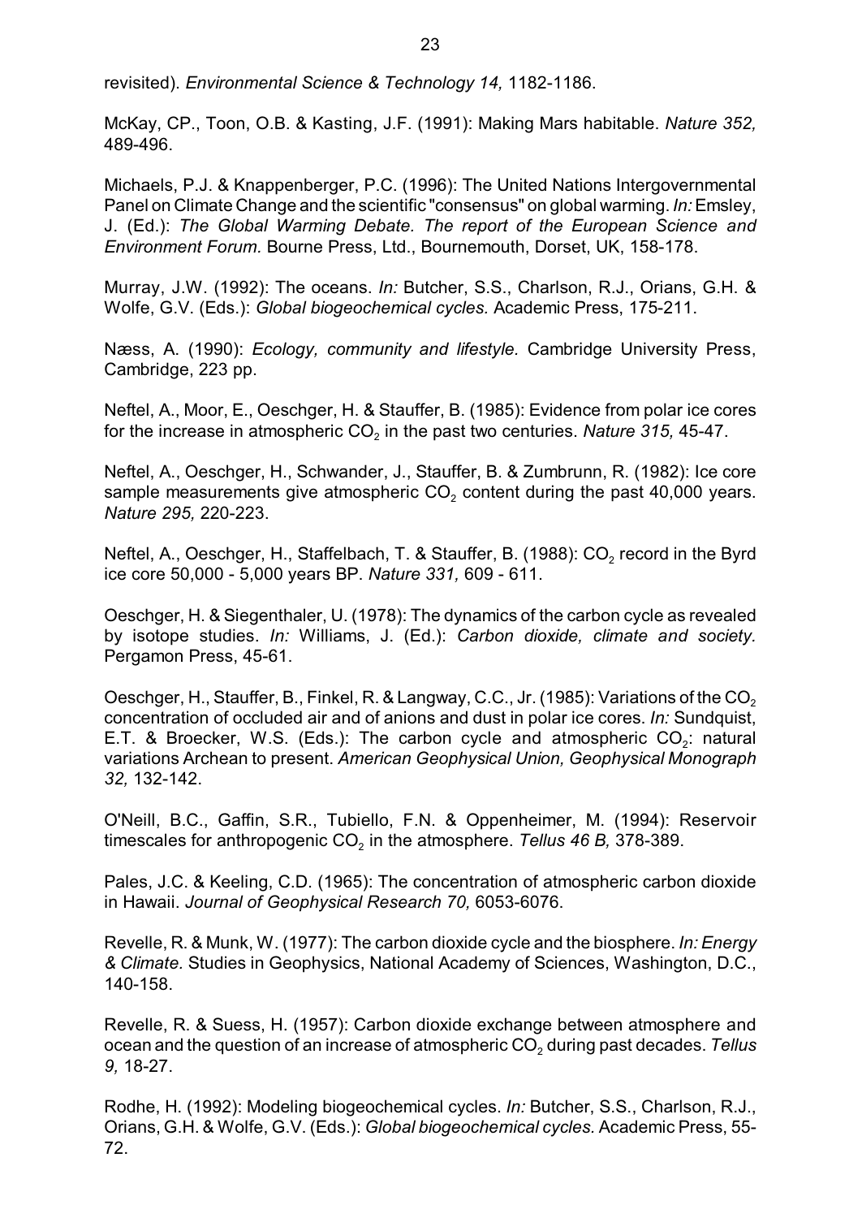revisited). *Environmental Science & Technology 14,* 1182-1186.

McKay, CP., Toon, O.B. & Kasting, J.F. (1991): Making Mars habitable. *Nature 352,* 489-496.

Michaels, P.J. & Knappenberger, P.C. (1996): The United Nations Intergovernmental Panel on Climate Change and the scientific "consensus" on global warming. *In:* Emsley, J. (Ed.): *The Global Warming Debate. The report of the European Science and Environment Forum.* Bourne Press, Ltd., Bournemouth, Dorset, UK, 158-178.

Murray, J.W. (1992): The oceans. *In:* Butcher, S.S., Charlson, R.J., Orians, G.H. & Wolfe, G.V. (Eds.): *Global biogeochemical cycles.* Academic Press, 175-211.

Næss, A. (1990): *Ecology, community and lifestyle.* Cambridge University Press, Cambridge, 223 pp.

Neftel, A., Moor, E., Oeschger, H. & Stauffer, B. (1985): Evidence from polar ice cores for the increase in atmospheric $CO_2$ in the past two centuries. *Nature 315,* 45-47.

Neftel, A., Oeschger, H., Schwander, J., Stauffer, B. & Zumbrunn, R. (1982): Ice core sample measurements give atmospheric $CO_2$ content during the past 40,000 years. *Nature 295,* 220-223.

Neftel, A., Oeschger, H., Staffelbach, T. & Stauffer, B. (1988): $CO_2$ record in the Byrd ice core 50,000 - 5,000 years BP. *Nature 331,* 609 - 611.

Oeschger, H. & Siegenthaler, U. (1978): The dynamics of the carbon cycle as revealed by isotope studies. *In:* Williams, J. (Ed.): *Carbon dioxide, climate and society.* Pergamon Press, 45-61.

Oeschger, H., Stauffer, B., Finkel, R. & Langway, C.C., Jr. (1985): Variations of the $CO_2$ concentration of occluded air and of anions and dust in polar ice cores. *In:* Sundquist, E.T. & Broecker, W.S. (Eds.): The carbon cycle and atmospheric $CO_2$: natural variations Archean to present. *American Geophysical Union, Geophysical Monograph 32,* 132-142.

O'Neill, B.C., Gaffin, S.R., Tubiello, F.N. & Oppenheimer, M. (1994): Reservoir timescales for anthropogenic $CO_2$ in the atmosphere. *Tellus 46 B,* 378-389.

Pales, J.C. & Keeling, C.D. (1965): The concentration of atmospheric carbon dioxide in Hawaii. *Journal of Geophysical Research 70,* 6053-6076.

Revelle, R. & Munk, W. (1977): The carbon dioxide cycle and the biosphere. *In: Energy & Climate.* Studies in Geophysics, National Academy of Sciences, Washington, D.C., 140-158.

Revelle, R. & Suess, H. (1957): Carbon dioxide exchange between atmosphere and ocean and the question of an increase of atmospheric $CO_2$ during past decades. *Tellus 9,* 18-27.

Rodhe, H. (1992): Modeling biogeochemical cycles. *In:* Butcher, S.S., Charlson, R.J., Orians, G.H. & Wolfe, G.V. (Eds.): *Global biogeochemical cycles.* Academic Press, 55-72.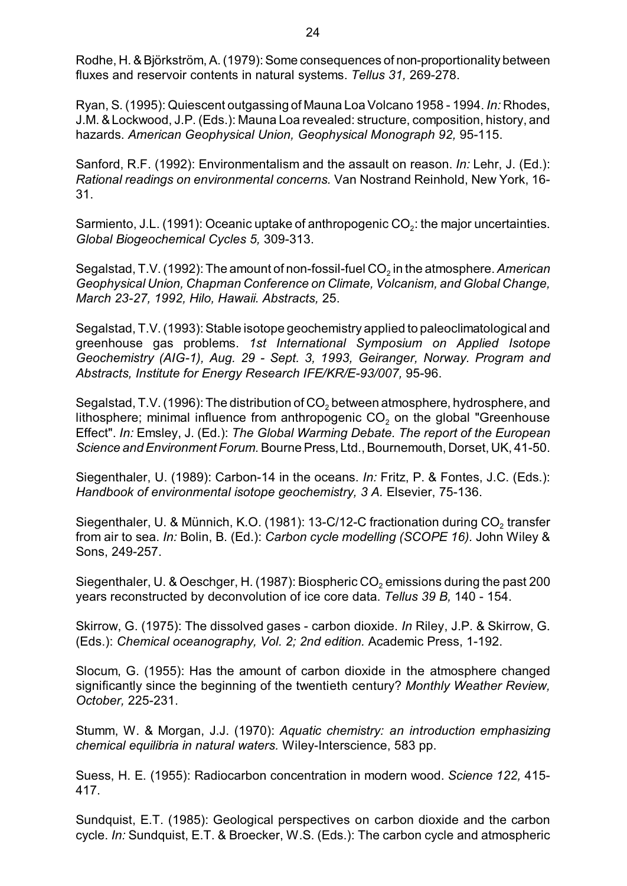Rodhe, H. & Björkström, A. (1979): Some consequences of non-proportionality between fluxes and reservoir contents in natural systems. *Tellus 31,* 269-278.

Ryan, S. (1995): Quiescent outgassing of Mauna Loa Volcano 1958 - 1994. *In:* Rhodes, J.M. & Lockwood, J.P. (Eds.): Mauna Loa revealed: structure, composition, history, and hazards. *American Geophysical Union, Geophysical Monograph 92,* 95-115.

Sanford, R.F. (1992): Environmentalism and the assault on reason. *In:* Lehr, J. (Ed.): *Rational readings on environmental concerns.* Van Nostrand Reinhold, New York, 16-31.

Sarmiento, J.L. (1991): Oceanic uptake of anthropogenic $CO_2$: the major uncertainties. *Global Biogeochemical Cycles 5,* 309-313.

Segalstad, T.V. (1992): The amount of non-fossil-fuel $CO_2$ in the atmosphere. *American Geophysical Union, Chapman Conference on Climate, Volcanism, and Global Change, March 23-27, 1992, Hilo, Hawaii. Abstracts,* 25.

Segalstad, T.V. (1993): Stable isotope geochemistry applied to paleoclimatological and greenhouse gas problems. *1st International Symposium on Applied Isotope Geochemistry (AIG-1), Aug. 29 - Sept. 3, 1993, Geiranger, Norway. Program and Abstracts, Institute for Energy Research IFE/KR/E-93/007,* 95-96.

Segalstad, T.V. (1996): The distribution of $CO_2$ between atmosphere, hydrosphere, and lithosphere; minimal influence from anthropogenic $CO_2$ on the global "Greenhouse Effect". *In:* Emsley, J. (Ed.): *The Global Warming Debate. The report of the European Science and Environment Forum.* Bourne Press, Ltd., Bournemouth, Dorset, UK, 41-50.

Siegenthaler, U. (1989): Carbon-14 in the oceans. *In:* Fritz, P. & Fontes, J.C. (Eds.): *Handbook of environmental isotope geochemistry, 3 A.* Elsevier, 75-136.

Siegenthaler, U. & Münnich, K.O. (1981): 13-C/12-C fractionation during $CO_2$ transfer from air to sea. *In:* Bolin, B. (Ed.): *Carbon cycle modelling (SCOPE 16).* John Wiley & Sons, 249-257.

Siegenthaler, U. & Oeschger, H. (1987): Biospheric $CO_2$ emissions during the past 200 years reconstructed by deconvolution of ice core data. *Tellus 39 B,* 140 - 154.

Skirrow, G. (1975): The dissolved gases - carbon dioxide. *In* Riley, J.P. & Skirrow, G. (Eds.): *Chemical oceanography, Vol. 2; 2nd edition.* Academic Press, 1-192.

Slocum, G. (1955): Has the amount of carbon dioxide in the atmosphere changed significantly since the beginning of the twentieth century? *Monthly Weather Review, October,* 225-231.

Stumm, W. & Morgan, J.J. (1970): *Aquatic chemistry: an introduction emphasizing chemical equilibria in natural waters.* Wiley-Interscience, 583 pp.

Suess, H. E. (1955): Radiocarbon concentration in modern wood. *Science 122,* 415-417.

Sundquist, E.T. (1985): Geological perspectives on carbon dioxide and the carbon cycle. *In:* Sundquist, E.T. & Broecker, W.S. (Eds.): The carbon cycle and atmospheric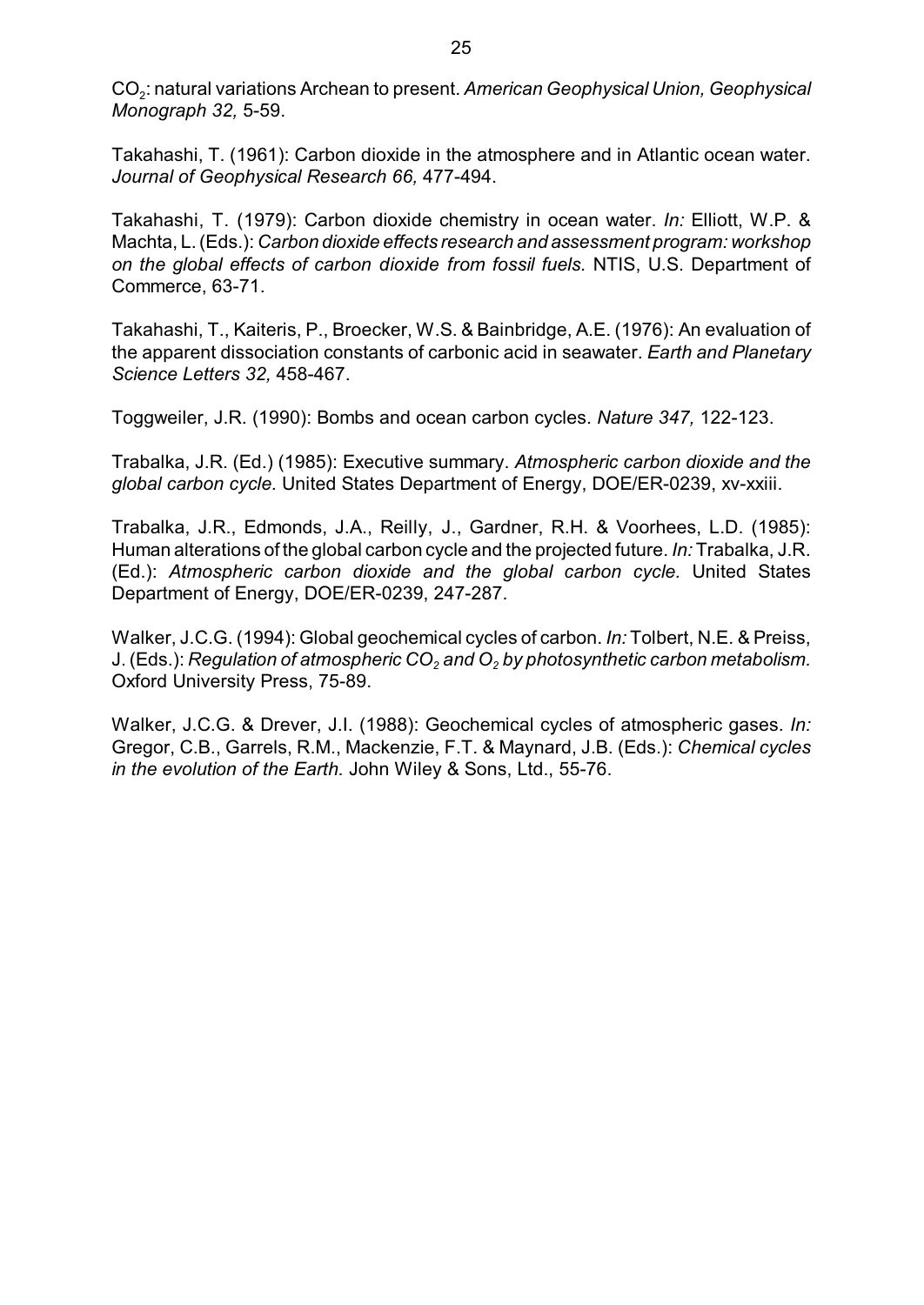$CO_2$: natural variations Archean to present. *American Geophysical Union, Geophysical Monograph 32,* 5-59.

Takahashi, T. (1961): Carbon dioxide in the atmosphere and in Atlantic ocean water. *Journal of Geophysical Research 66,* 477-494.

Takahashi, T. (1979): Carbon dioxide chemistry in ocean water. *In:* Elliott, W.P. & Machta, L. (Eds.): *Carbon dioxide effects research and assessment program: workshop on the global effects of carbon dioxide from fossil fuels.* NTIS, U.S. Department of Commerce, 63-71.

Takahashi, T., Kaiteris, P., Broecker, W.S. & Bainbridge, A.E. (1976): An evaluation of the apparent dissociation constants of carbonic acid in seawater. *Earth and Planetary Science Letters 32,* 458-467.

Toggweiler, J.R. (1990): Bombs and ocean carbon cycles. *Nature 347,* 122-123.

Trabalka, J.R. (Ed.) (1985): Executive summary. *Atmospheric carbon dioxide and the global carbon cycle.* United States Department of Energy, DOE/ER-0239, xv-xxiii.

Trabalka, J.R., Edmonds, J.A., Reilly, J., Gardner, R.H. & Voorhees, L.D. (1985): Human alterations of the global carbon cycle and the projected future. *In:* Trabalka, J.R. (Ed.): *Atmospheric carbon dioxide and the global carbon cycle.* United States Department of Energy, DOE/ER-0239, 247-287.

Walker, J.C.G. (1994): Global geochemical cycles of carbon. *In:* Tolbert, N.E. & Preiss, J. (Eds.): *Regulation of atmospheric $CO_2$ and $O_2$ by photosynthetic carbon metabolism.* Oxford University Press, 75-89.

Walker, J.C.G. & Drever, J.I. (1988): Geochemical cycles of atmospheric gases. *In:* Gregor, C.B., Garrels, R.M., Mackenzie, F.T. & Maynard, J.B. (Eds.): *Chemical cycles in the evolution of the Earth.* John Wiley & Sons, Ltd., 55-76.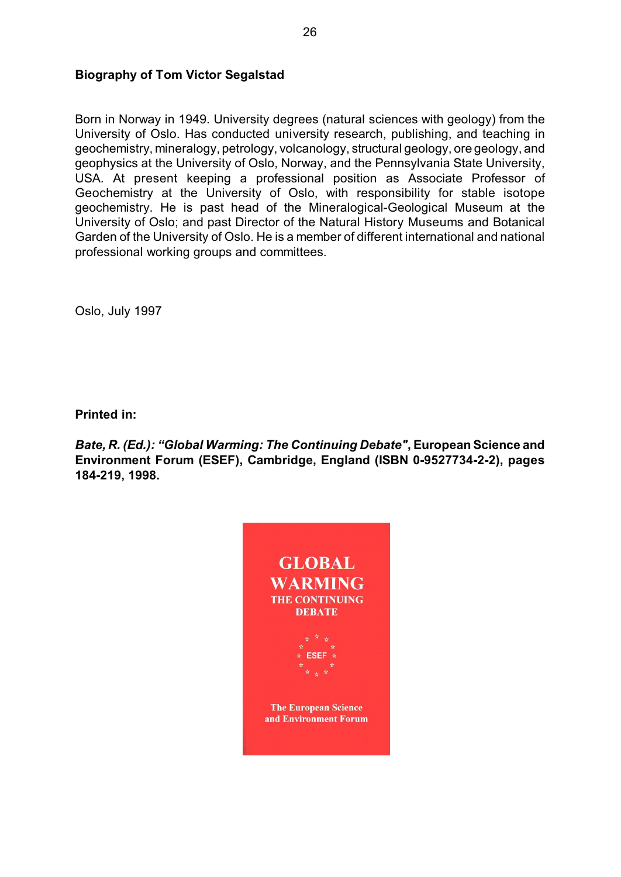**Biography of Tom Victor Segalstad**

Born in Norway in 1949. University degrees (natural sciences with geology) from the University of Oslo. Has conducted university research, publishing, and teaching in geochemistry, mineralogy, petrology, volcanology, structural geology, ore geology, and geophysics at the University of Oslo, Norway, and the Pennsylvania State University, USA. At present keeping a professional position as Associate Professor of Geochemistry at the University of Oslo, with responsibility for stable isotope geochemistry. He is past head of the Mineralogical-Geological Museum at the University of Oslo; and past Director of the Natural History Museums and Botanical Garden of the University of Oslo. He is a member of different international and national professional working groups and committees.

Oslo, July 1997

**Printed in:**

***Bate, R. (Ed.): "Global Warming: The Continuing Debate"*, European Science and Environment Forum (ESEF), Cambridge, England (ISBN 0-9527734-2-2), pages 184-219, 1998.**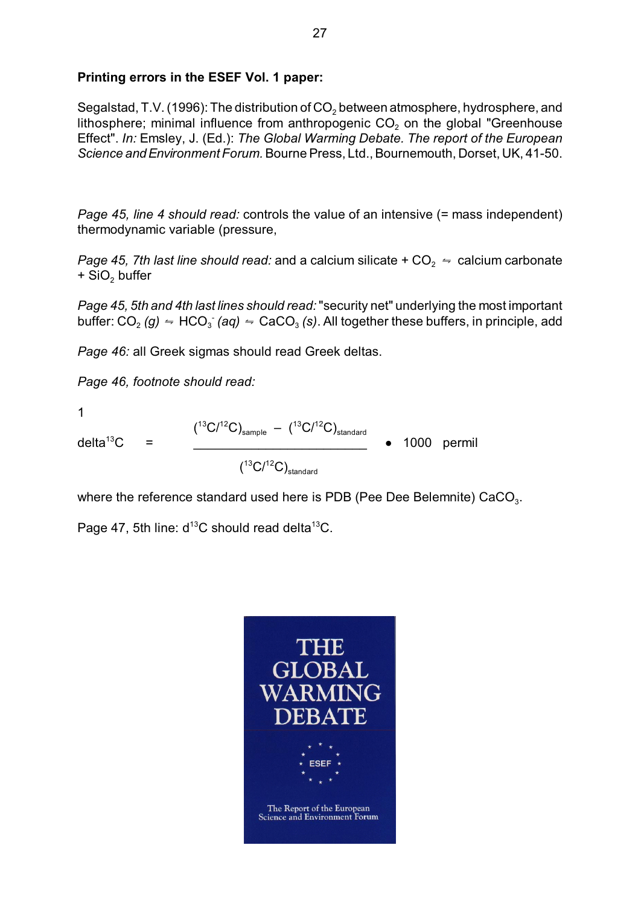**Printing errors in the ESEF Vol. 1 paper:**

Segalstad, T.V. (1996): The distribution of $CO_2$ between atmosphere, hydrosphere, and lithosphere; minimal influence from anthropogenic $CO_2$ on the global "Greenhouse Effect". *In:* Emsley, J. (Ed.): *The Global Warming Debate. The report of the European Science and Environment Forum.* Bourne Press, Ltd., Bournemouth, Dorset, UK, 41-50.

*Page 45, line 4 should read:* controls the value of an intensive (= mass independent) thermodynamic variable (pressure,

*Page 45, 7th last line should read:* and a calcium silicate + $CO_2$ ⇋ calcium carbonate + $SiO_2$ buffer

*Page 45, 5th and 4th last lines should read:* "security net" underlying the most important buffer: $CO_2$ *(g)* ⇋ $HCO_3^-$ *(aq)* ⇋ $CaCO_3$ *(s)*. All together these buffers, in principle, add

*Page 46:* all Greek sigmas should read Greek deltas.

*Page 46, footnote should read:*

1

$$\text{delta}^{13}\text{C} = \frac{(^{13}\text{C}/^{12}\text{C})_{\text{sample}} - (^{13}\text{C}/^{12}\text{C})_{\text{standard}}}{(^{13}\text{C}/^{12}\text{C})_{\text{standard}}} \bullet 1000 \text{ permil}$$

where the reference standard used here is PDB (Pee Dee Belemnite) $CaCO_3$.

Page 47, 5th line: $d^{13}C$ should read $\text{delta}^{13}C$.

THE GLOBAL WARMING DEBATE

ESEF

The Report of the European Science and Environment Forum